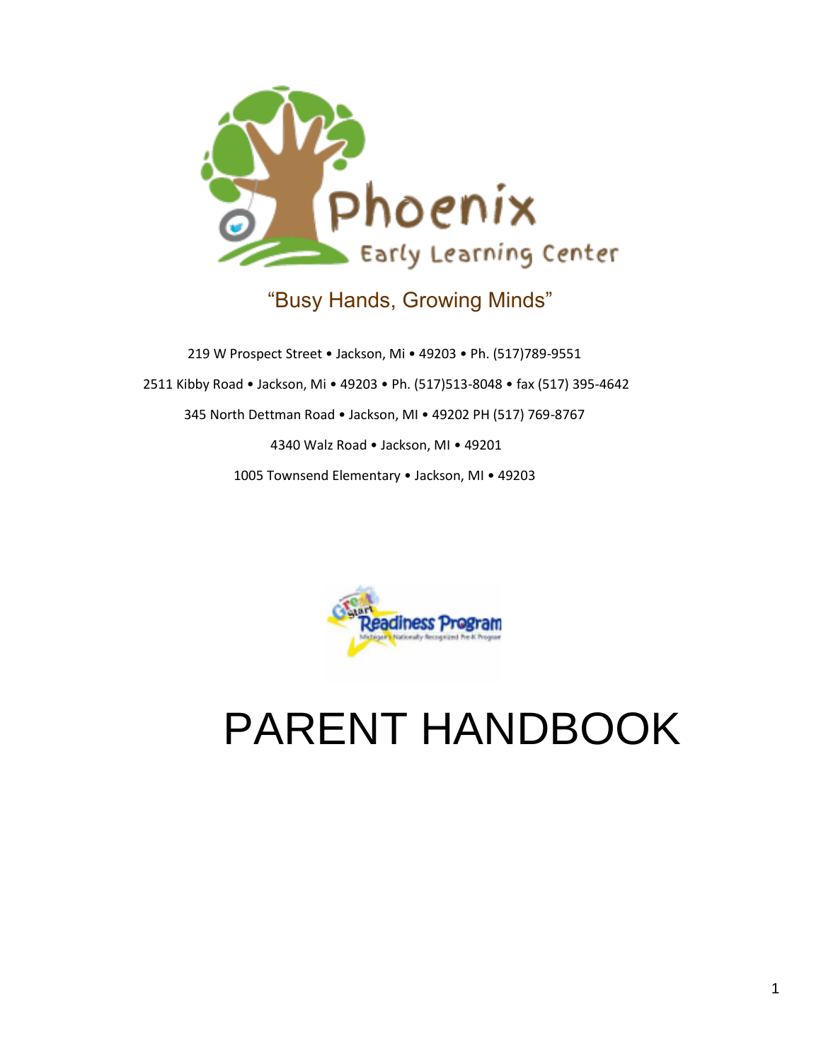Phoenix

Early Learning Center

"Busy Hands, Growing Minds"

219 W Prospect Street • Jackson, Mi • 49203 • Ph. (517)789-9551

2511 Kibby Road • Jackson, Mi • 49203 • Ph. (517)513-8048 • fax (517) 395-4642

345 North Dettman Road • Jackson, MI • 49202 PH (517) 769-8767

4340 Walz Road • Jackson, MI • 49201

1005 Townsend Elementary • Jackson, MI • 49203

Great Start Readiness Program

Michigan's Nationally Recognized Pre-K Program

# PARENT HANDBOOK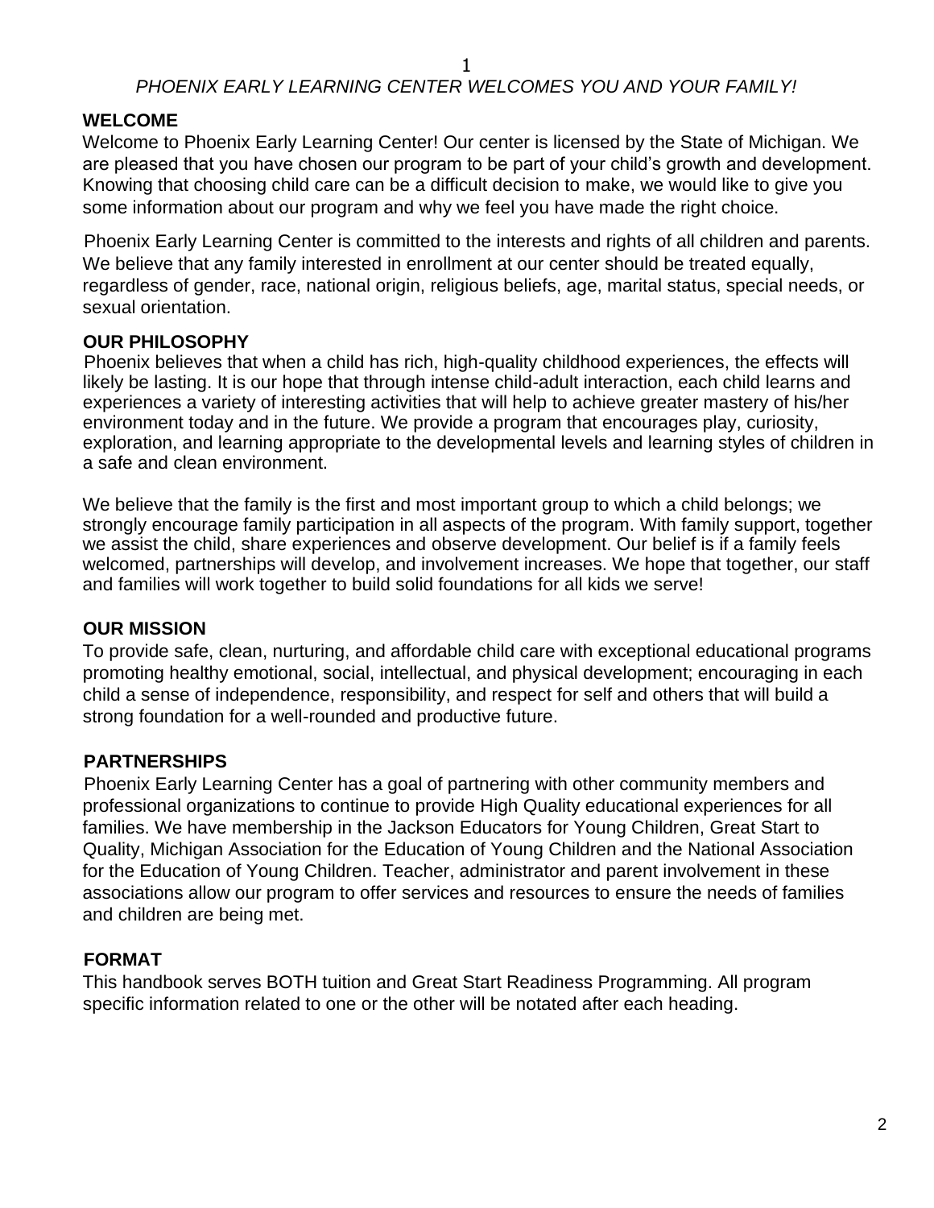*PHOENIX EARLY LEARNING CENTER WELCOMES YOU AND YOUR FAMILY!*

## WELCOME

Welcome to Phoenix Early Learning Center! Our center is licensed by the State of Michigan. We are pleased that you have chosen our program to be part of your child's growth and development. Knowing that choosing child care can be a difficult decision to make, we would like to give you some information about our program and why we feel you have made the right choice.

Phoenix Early Learning Center is committed to the interests and rights of all children and parents. We believe that any family interested in enrollment at our center should be treated equally, regardless of gender, race, national origin, religious beliefs, age, marital status, special needs, or sexual orientation.

## OUR PHILOSOPHY

Phoenix believes that when a child has rich, high-quality childhood experiences, the effects will likely be lasting. It is our hope that through intense child-adult interaction, each child learns and experiences a variety of interesting activities that will help to achieve greater mastery of his/her environment today and in the future. We provide a program that encourages play, curiosity, exploration, and learning appropriate to the developmental levels and learning styles of children in a safe and clean environment.

We believe that the family is the first and most important group to which a child belongs; we strongly encourage family participation in all aspects of the program. With family support, together we assist the child, share experiences and observe development. Our belief is if a family feels welcomed, partnerships will develop, and involvement increases. We hope that together, our staff and families will work together to build solid foundations for all kids we serve!

## OUR MISSION

To provide safe, clean, nurturing, and affordable child care with exceptional educational programs promoting healthy emotional, social, intellectual, and physical development; encouraging in each child a sense of independence, responsibility, and respect for self and others that will build a strong foundation for a well-rounded and productive future.

## PARTNERSHIPS

Phoenix Early Learning Center has a goal of partnering with other community members and professional organizations to continue to provide High Quality educational experiences for all families. We have membership in the Jackson Educators for Young Children, Great Start to Quality, Michigan Association for the Education of Young Children and the National Association for the Education of Young Children. Teacher, administrator and parent involvement in these associations allow our program to offer services and resources to ensure the needs of families and children are being met.

## FORMAT

This handbook serves BOTH tuition and Great Start Readiness Programming. All program specific information related to one or the other will be notated after each heading.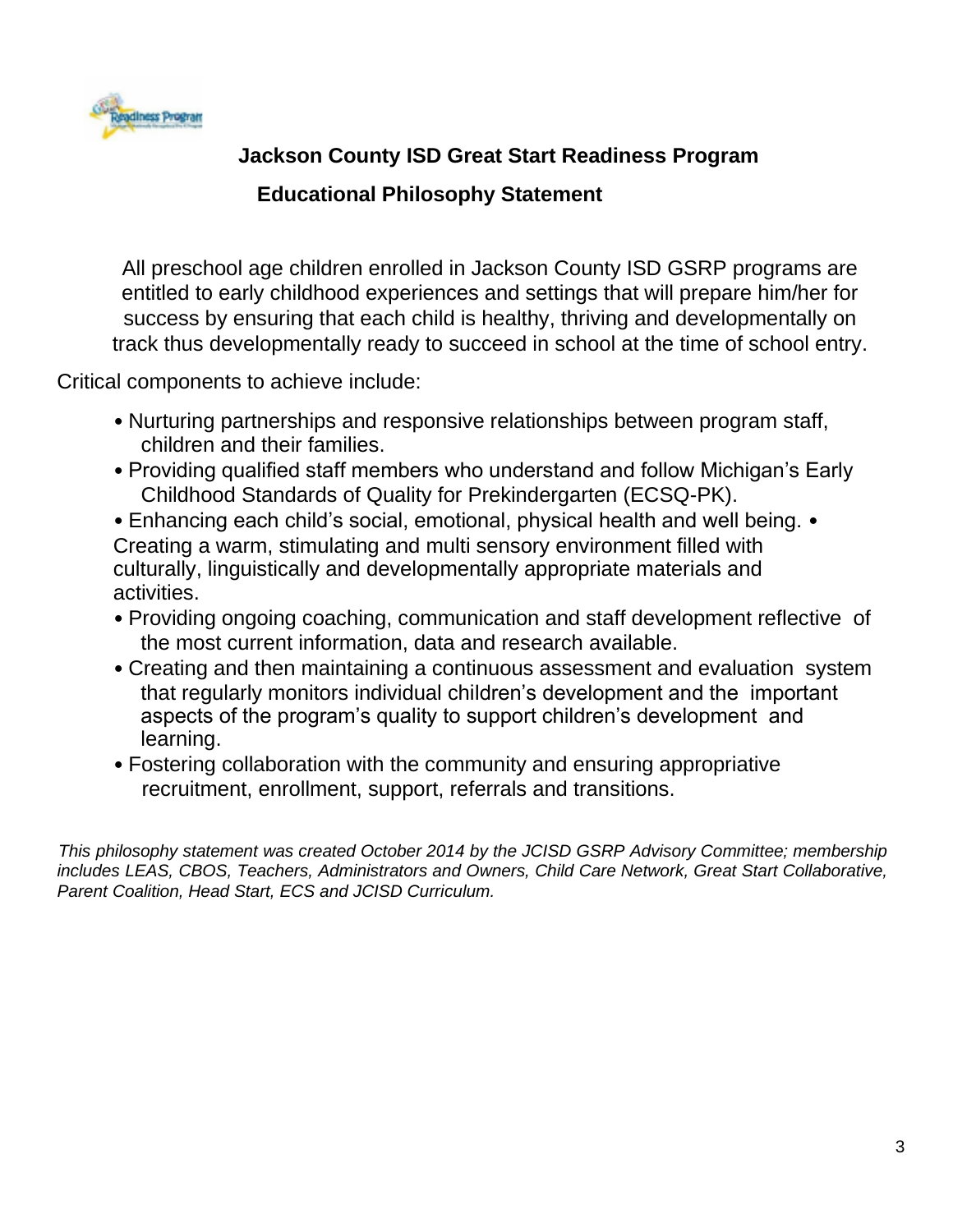## Jackson County ISD Great Start Readiness Program

## Educational Philosophy Statement

All preschool age children enrolled in Jackson County ISD GSRP programs are entitled to early childhood experiences and settings that will prepare him/her for success by ensuring that each child is healthy, thriving and developmentally on track thus developmentally ready to succeed in school at the time of school entry.

Critical components to achieve include:

- Nurturing partnerships and responsive relationships between program staff, children and their families.
- Providing qualified staff members who understand and follow Michigan's Early Childhood Standards of Quality for Prekindergarten (ECSQ-PK).
- Enhancing each child's social, emotional, physical health and well being.
- Creating a warm, stimulating and multi sensory environment filled with culturally, linguistically and developmentally appropriate materials and activities.
- Providing ongoing coaching, communication and staff development reflective of the most current information, data and research available.
- Creating and then maintaining a continuous assessment and evaluation system that regularly monitors individual children's development and the important aspects of the program's quality to support children's development and learning.
- Fostering collaboration with the community and ensuring appropriative recruitment, enrollment, support, referrals and transitions.

*This philosophy statement was created October 2014 by the JCISD GSRP Advisory Committee; membership includes LEAS, CBOS, Teachers, Administrators and Owners, Child Care Network, Great Start Collaborative, Parent Coalition, Head Start, ECS and JCISD Curriculum.*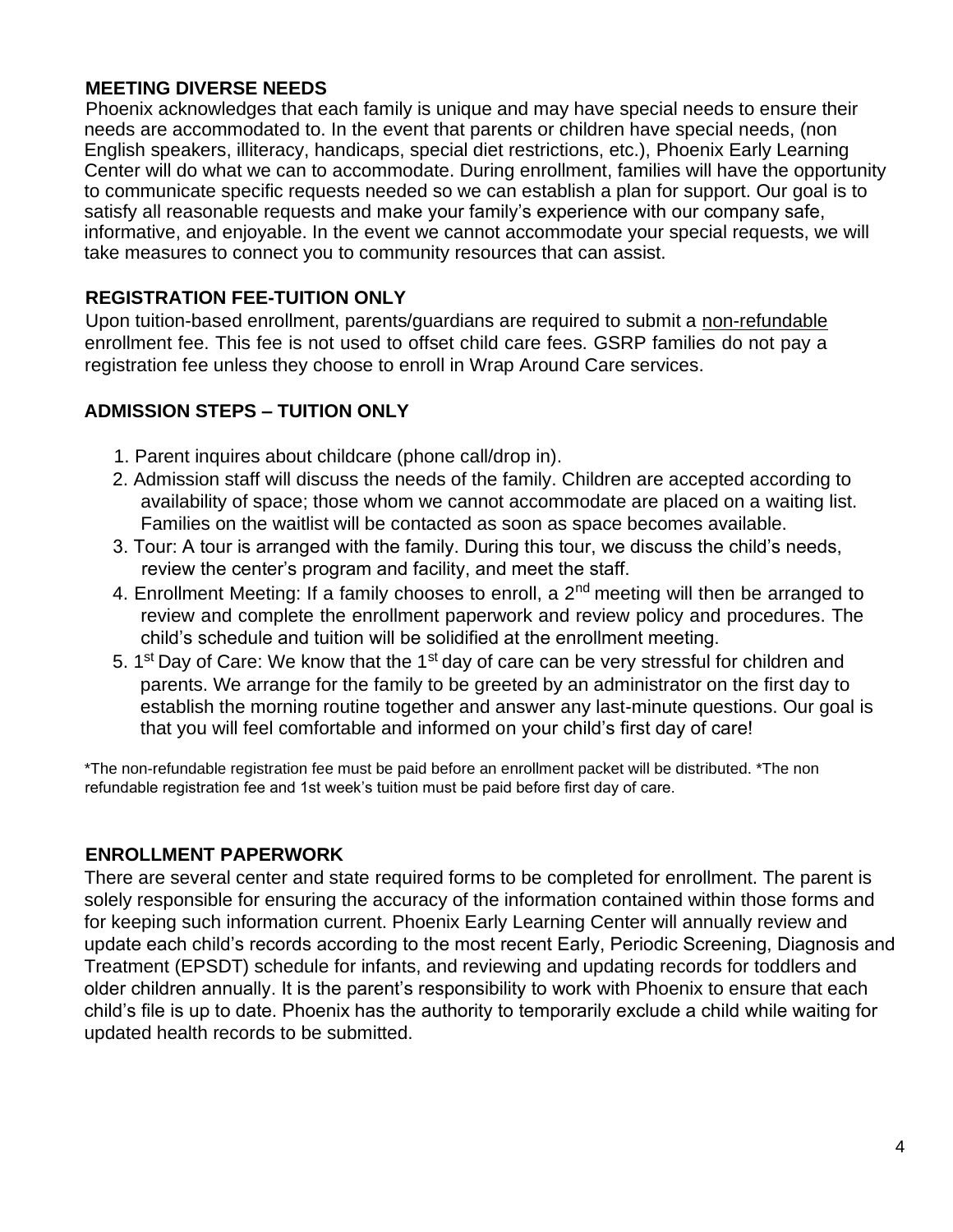## MEETING DIVERSE NEEDS

Phoenix acknowledges that each family is unique and may have special needs to ensure their needs are accommodated to. In the event that parents or children have special needs, (non English speakers, illiteracy, handicaps, special diet restrictions, etc.), Phoenix Early Learning Center will do what we can to accommodate. During enrollment, families will have the opportunity to communicate specific requests needed so we can establish a plan for support. Our goal is to satisfy all reasonable requests and make your family's experience with our company safe, informative, and enjoyable. In the event we cannot accommodate your special requests, we will take measures to connect you to community resources that can assist.

## REGISTRATION FEE-TUITION ONLY

Upon tuition-based enrollment, parents/guardians are required to submit a <u>non-refundable</u> enrollment fee. This fee is not used to offset child care fees. GSRP families do not pay a registration fee unless they choose to enroll in Wrap Around Care services.

## ADMISSION STEPS – TUITION ONLY

1. Parent inquires about childcare (phone call/drop in).
2. Admission staff will discuss the needs of the family. Children are accepted according to availability of space; those whom we cannot accommodate are placed on a waiting list. Families on the waitlist will be contacted as soon as space becomes available.
3. Tour: A tour is arranged with the family. During this tour, we discuss the child's needs, review the center's program and facility, and meet the staff.
4. Enrollment Meeting: If a family chooses to enroll, a 2nd meeting will then be arranged to review and complete the enrollment paperwork and review policy and procedures. The child's schedule and tuition will be solidified at the enrollment meeting.
5. 1st Day of Care: We know that the 1st day of care can be very stressful for children and parents. We arrange for the family to be greeted by an administrator on the first day to establish the morning routine together and answer any last-minute questions. Our goal is that you will feel comfortable and informed on your child's first day of care!

*The non-refundable registration fee must be paid before an enrollment packet will be distributed. *The non refundable registration fee and 1st week's tuition must be paid before first day of care.

## ENROLLMENT PAPERWORK

There are several center and state required forms to be completed for enrollment. The parent is solely responsible for ensuring the accuracy of the information contained within those forms and for keeping such information current. Phoenix Early Learning Center will annually review and update each child's records according to the most recent Early, Periodic Screening, Diagnosis and Treatment (EPSDT) schedule for infants, and reviewing and updating records for toddlers and older children annually. It is the parent's responsibility to work with Phoenix to ensure that each child's file is up to date. Phoenix has the authority to temporarily exclude a child while waiting for updated health records to be submitted.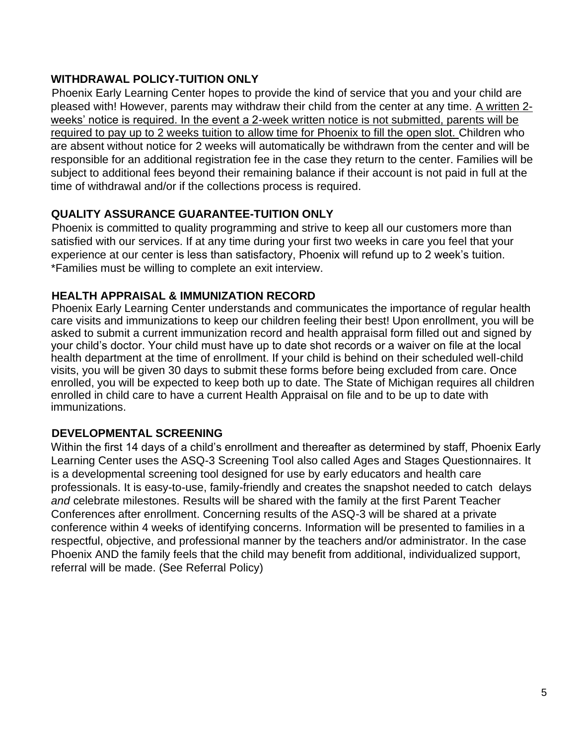## WITHDRAWAL POLICY-TUITION ONLY

Phoenix Early Learning Center hopes to provide the kind of service that you and your child are pleased with! However, parents may withdraw their child from the center at any time. <u>A written 2-weeks' notice is required. In the event a 2-week written notice is not submitted, parents will be required to pay up to 2 weeks tuition to allow time for Phoenix to fill the open slot.</u> Children who are absent without notice for 2 weeks will automatically be withdrawn from the center and will be responsible for an additional registration fee in the case they return to the center. Families will be subject to additional fees beyond their remaining balance if their account is not paid in full at the time of withdrawal and/or if the collections process is required.

## QUALITY ASSURANCE GUARANTEE-TUITION ONLY

Phoenix is committed to quality programming and strive to keep all our customers more than satisfied with our services. If at any time during your first two weeks in care you feel that your experience at our center is less than satisfactory, Phoenix will refund up to 2 week's tuition. *Families must be willing to complete an exit interview.

## HEALTH APPRAISAL & IMMUNIZATION RECORD

Phoenix Early Learning Center understands and communicates the importance of regular health care visits and immunizations to keep our children feeling their best! Upon enrollment, you will be asked to submit a current immunization record and health appraisal form filled out and signed by your child's doctor. Your child must have up to date shot records or a waiver on file at the local health department at the time of enrollment. If your child is behind on their scheduled well-child visits, you will be given 30 days to submit these forms before being excluded from care. Once enrolled, you will be expected to keep both up to date. The State of Michigan requires all children enrolled in child care to have a current Health Appraisal on file and to be up to date with immunizations.

## DEVELOPMENTAL SCREENING

Within the first 14 days of a child's enrollment and thereafter as determined by staff, Phoenix Early Learning Center uses the ASQ-3 Screening Tool also called Ages and Stages Questionnaires. It is a developmental screening tool designed for use by early educators and health care professionals. It is easy-to-use, family-friendly and creates the snapshot needed to catch delays *and* celebrate milestones. Results will be shared with the family at the first Parent Teacher Conferences after enrollment. Concerning results of the ASQ-3 will be shared at a private conference within 4 weeks of identifying concerns. Information will be presented to families in a respectful, objective, and professional manner by the teachers and/or administrator. In the case Phoenix AND the family feels that the child may benefit from additional, individualized support, referral will be made. (See Referral Policy)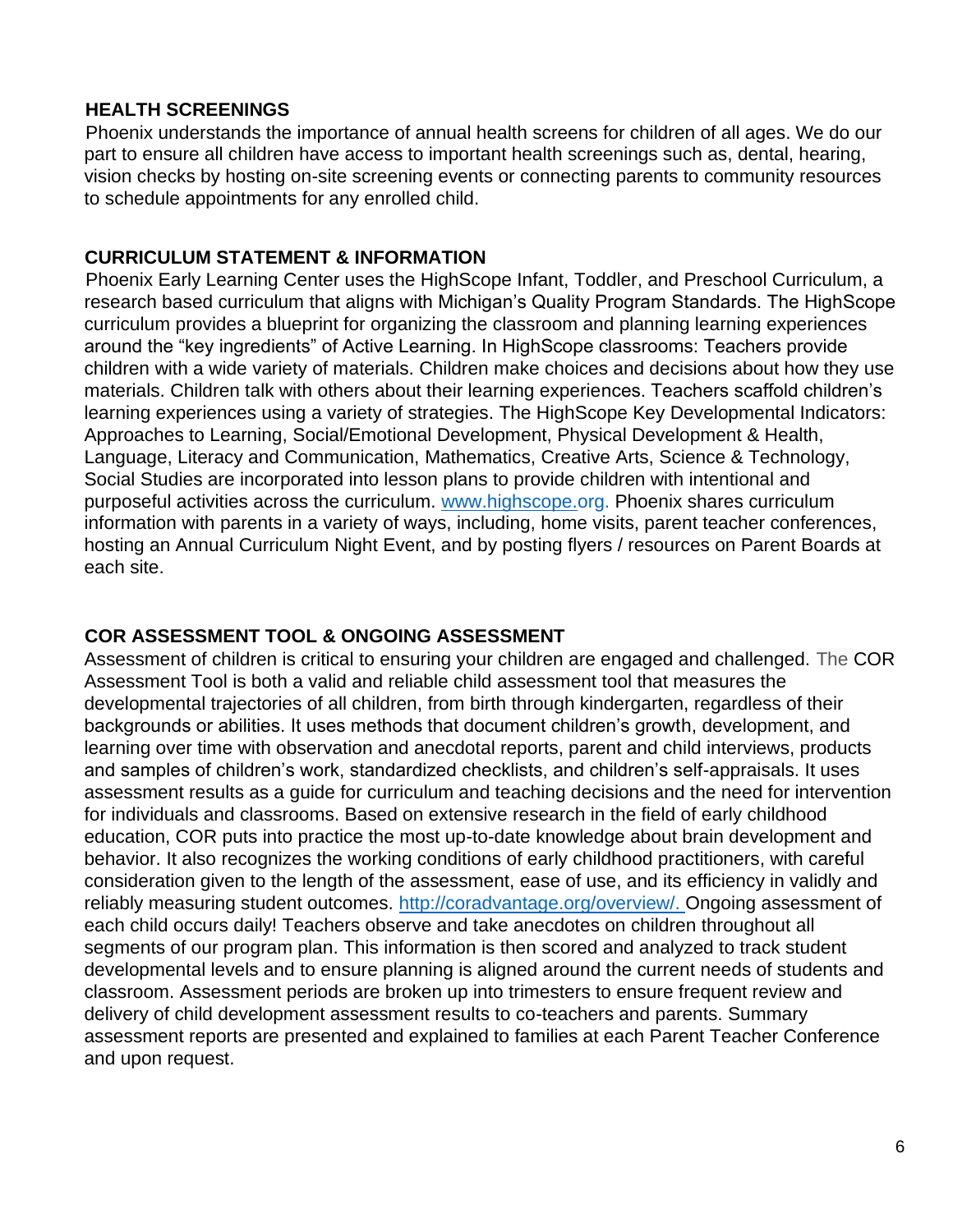## HEALTH SCREENINGS

Phoenix understands the importance of annual health screens for children of all ages. We do our part to ensure all children have access to important health screenings such as, dental, hearing, vision checks by hosting on-site screening events or connecting parents to community resources to schedule appointments for any enrolled child.

## CURRICULUM STATEMENT & INFORMATION

Phoenix Early Learning Center uses the HighScope Infant, Toddler, and Preschool Curriculum, a research based curriculum that aligns with Michigan's Quality Program Standards. The HighScope curriculum provides a blueprint for organizing the classroom and planning learning experiences around the "key ingredients" of Active Learning. In HighScope classrooms: Teachers provide children with a wide variety of materials. Children make choices and decisions about how they use materials. Children talk with others about their learning experiences. Teachers scaffold children's learning experiences using a variety of strategies. The HighScope Key Developmental Indicators: Approaches to Learning, Social/Emotional Development, Physical Development & Health, Language, Literacy and Communication, Mathematics, Creative Arts, Science & Technology, Social Studies are incorporated into lesson plans to provide children with intentional and purposeful activities across the curriculum. www.highscope.org. Phoenix shares curriculum information with parents in a variety of ways, including, home visits, parent teacher conferences, hosting an Annual Curriculum Night Event, and by posting flyers / resources on Parent Boards at each site.

## COR ASSESSMENT TOOL & ONGOING ASSESSMENT

Assessment of children is critical to ensuring your children are engaged and challenged. The COR Assessment Tool is both a valid and reliable child assessment tool that measures the developmental trajectories of all children, from birth through kindergarten, regardless of their backgrounds or abilities. It uses methods that document children's growth, development, and learning over time with observation and anecdotal reports, parent and child interviews, products and samples of children's work, standardized checklists, and children's self-appraisals. It uses assessment results as a guide for curriculum and teaching decisions and the need for intervention for individuals and classrooms. Based on extensive research in the field of early childhood education, COR puts into practice the most up-to-date knowledge about brain development and behavior. It also recognizes the working conditions of early childhood practitioners, with careful consideration given to the length of the assessment, ease of use, and its efficiency in validly and reliably measuring student outcomes. http://coradvantage.org/overview/. Ongoing assessment of each child occurs daily! Teachers observe and take anecdotes on children throughout all segments of our program plan. This information is then scored and analyzed to track student developmental levels and to ensure planning is aligned around the current needs of students and classroom. Assessment periods are broken up into trimesters to ensure frequent review and delivery of child development assessment results to co-teachers and parents. Summary assessment reports are presented and explained to families at each Parent Teacher Conference and upon request.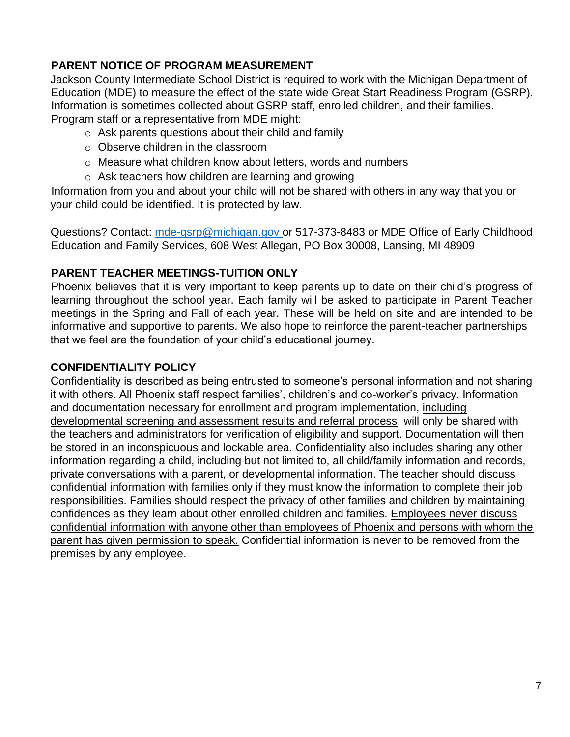## PARENT NOTICE OF PROGRAM MEASUREMENT

Jackson County Intermediate School District is required to work with the Michigan Department of Education (MDE) to measure the effect of the state wide Great Start Readiness Program (GSRP). Information is sometimes collected about GSRP staff, enrolled children, and their families. Program staff or a representative from MDE might:

- Ask parents questions about their child and family
- Observe children in the classroom
- Measure what children know about letters, words and numbers
- Ask teachers how children are learning and growing

Information from you and about your child will not be shared with others in any way that you or your child could be identified. It is protected by law.

Questions? Contact: mde-gsrp@michigan.gov or 517-373-8483 or MDE Office of Early Childhood Education and Family Services, 608 West Allegan, PO Box 30008, Lansing, MI 48909

## PARENT TEACHER MEETINGS-TUITION ONLY

Phoenix believes that it is very important to keep parents up to date on their child's progress of learning throughout the school year. Each family will be asked to participate in Parent Teacher meetings in the Spring and Fall of each year. These will be held on site and are intended to be informative and supportive to parents. We also hope to reinforce the parent-teacher partnerships that we feel are the foundation of your child's educational journey.

## CONFIDENTIALITY POLICY

Confidentiality is described as being entrusted to someone's personal information and not sharing it with others. All Phoenix staff respect families', children's and co-worker's privacy. Information and documentation necessary for enrollment and program implementation, <u>including developmental screening and assessment results and referral process</u>, will only be shared with the teachers and administrators for verification of eligibility and support. Documentation will then be stored in an inconspicuous and lockable area. Confidentiality also includes sharing any other information regarding a child, including but not limited to, all child/family information and records, private conversations with a parent, or developmental information. The teacher should discuss confidential information with families only if they must know the information to complete their job responsibilities. Families should respect the privacy of other families and children by maintaining confidences as they learn about other enrolled children and families. <u>Employees never discuss confidential information with anyone other than employees of Phoenix and persons with whom the parent has given permission to speak.</u> Confidential information is never to be removed from the premises by any employee.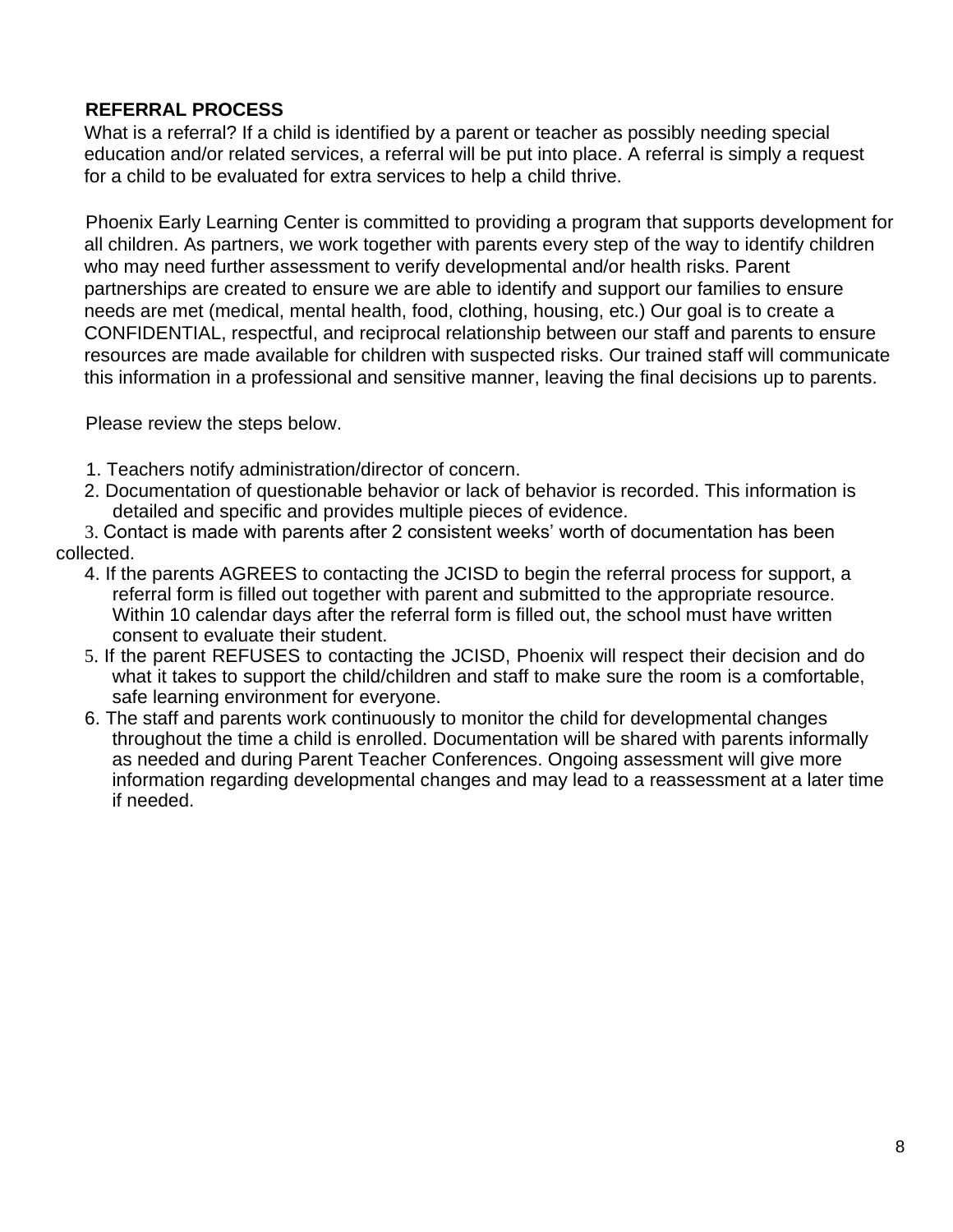## REFERRAL PROCESS

What is a referral? If a child is identified by a parent or teacher as possibly needing special education and/or related services, a referral will be put into place. A referral is simply a request for a child to be evaluated for extra services to help a child thrive.

Phoenix Early Learning Center is committed to providing a program that supports development for all children. As partners, we work together with parents every step of the way to identify children who may need further assessment to verify developmental and/or health risks. Parent partnerships are created to ensure we are able to identify and support our families to ensure needs are met (medical, mental health, food, clothing, housing, etc.) Our goal is to create a CONFIDENTIAL, respectful, and reciprocal relationship between our staff and parents to ensure resources are made available for children with suspected risks. Our trained staff will communicate this information in a professional and sensitive manner, leaving the final decisions up to parents.

Please review the steps below.

1. Teachers notify administration/director of concern.
2. Documentation of questionable behavior or lack of behavior is recorded. This information is detailed and specific and provides multiple pieces of evidence.
3. Contact is made with parents after 2 consistent weeks' worth of documentation has been collected.
4. If the parents AGREES to contacting the JCISD to begin the referral process for support, a referral form is filled out together with parent and submitted to the appropriate resource. Within 10 calendar days after the referral form is filled out, the school must have written consent to evaluate their student.
5. If the parent REFUSES to contacting the JCISD, Phoenix will respect their decision and do what it takes to support the child/children and staff to make sure the room is a comfortable, safe learning environment for everyone.
6. The staff and parents work continuously to monitor the child for developmental changes throughout the time a child is enrolled. Documentation will be shared with parents informally as needed and during Parent Teacher Conferences. Ongoing assessment will give more information regarding developmental changes and may lead to a reassessment at a later time if needed.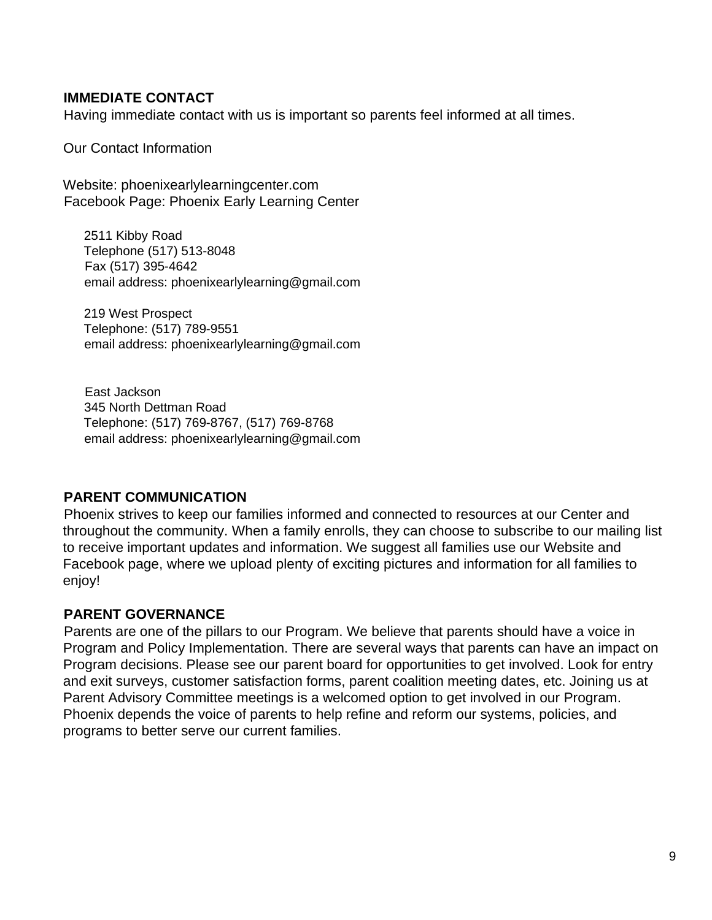## IMMEDIATE CONTACT

Having immediate contact with us is important so parents feel informed at all times.

Our Contact Information

Website: phoenixearlylearningcenter.com
Facebook Page: Phoenix Early Learning Center

2511 Kibby Road
Telephone (517) 513-8048
Fax (517) 395-4642
email address: phoenixearlylearning@gmail.com

219 West Prospect
Telephone: (517) 789-9551
email address: phoenixearlylearning@gmail.com

East Jackson
345 North Dettman Road
Telephone: (517) 769-8767, (517) 769-8768
email address: phoenixearlylearning@gmail.com

## PARENT COMMUNICATION

Phoenix strives to keep our families informed and connected to resources at our Center and throughout the community. When a family enrolls, they can choose to subscribe to our mailing list to receive important updates and information. We suggest all families use our Website and Facebook page, where we upload plenty of exciting pictures and information for all families to enjoy!

## PARENT GOVERNANCE

Parents are one of the pillars to our Program. We believe that parents should have a voice in Program and Policy Implementation. There are several ways that parents can have an impact on Program decisions. Please see our parent board for opportunities to get involved. Look for entry and exit surveys, customer satisfaction forms, parent coalition meeting dates, etc. Joining us at Parent Advisory Committee meetings is a welcomed option to get involved in our Program. Phoenix depends the voice of parents to help refine and reform our systems, policies, and programs to better serve our current families.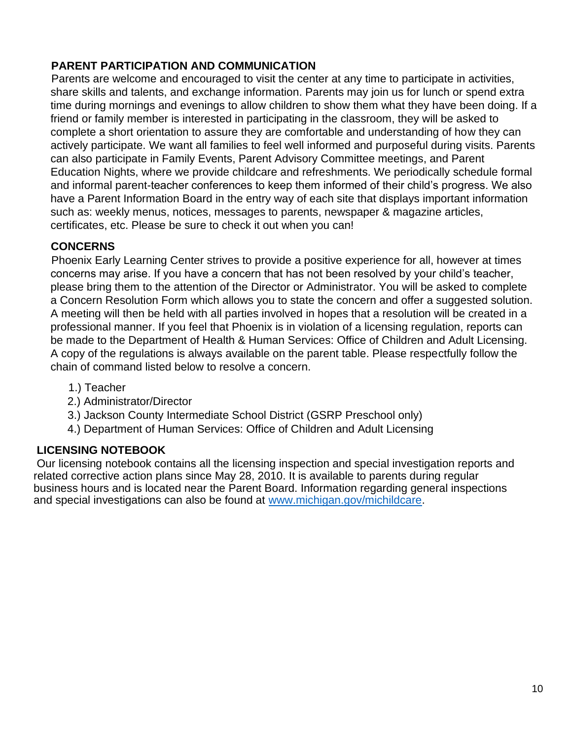## PARENT PARTICIPATION AND COMMUNICATION

Parents are welcome and encouraged to visit the center at any time to participate in activities, share skills and talents, and exchange information. Parents may join us for lunch or spend extra time during mornings and evenings to allow children to show them what they have been doing. If a friend or family member is interested in participating in the classroom, they will be asked to complete a short orientation to assure they are comfortable and understanding of how they can actively participate. We want all families to feel well informed and purposeful during visits. Parents can also participate in Family Events, Parent Advisory Committee meetings, and Parent Education Nights, where we provide childcare and refreshments. We periodically schedule formal and informal parent-teacher conferences to keep them informed of their child's progress. We also have a Parent Information Board in the entry way of each site that displays important information such as: weekly menus, notices, messages to parents, newspaper & magazine articles, certificates, etc. Please be sure to check it out when you can!

## CONCERNS

Phoenix Early Learning Center strives to provide a positive experience for all, however at times concerns may arise. If you have a concern that has not been resolved by your child's teacher, please bring them to the attention of the Director or Administrator. You will be asked to complete a Concern Resolution Form which allows you to state the concern and offer a suggested solution. A meeting will then be held with all parties involved in hopes that a resolution will be created in a professional manner. If you feel that Phoenix is in violation of a licensing regulation, reports can be made to the Department of Health & Human Services: Office of Children and Adult Licensing. A copy of the regulations is always available on the parent table. Please respectfully follow the chain of command listed below to resolve a concern.

1.) Teacher
2.) Administrator/Director
3.) Jackson County Intermediate School District (GSRP Preschool only)
4.) Department of Human Services: Office of Children and Adult Licensing

## LICENSING NOTEBOOK

Our licensing notebook contains all the licensing inspection and special investigation reports and related corrective action plans since May 28, 2010. It is available to parents during regular business hours and is located near the Parent Board. Information regarding general inspections and special investigations can also be found at [www.michigan.gov/michildcare](http://www.michigan.gov/michildcare).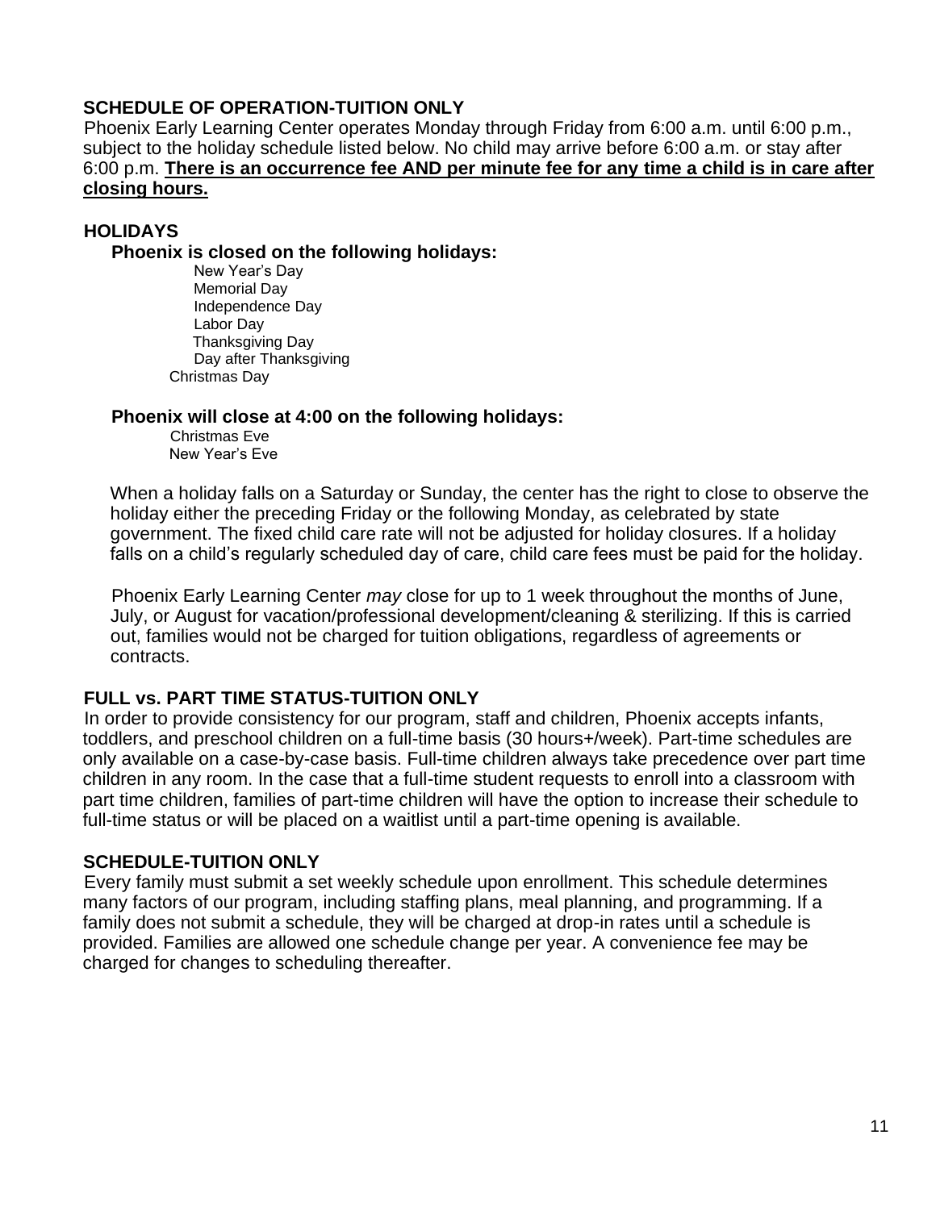## SCHEDULE OF OPERATION-TUITION ONLY

Phoenix Early Learning Center operates Monday through Friday from 6:00 a.m. until 6:00 p.m., subject to the holiday schedule listed below. No child may arrive before 6:00 a.m. or stay after 6:00 p.m. **There is an occurrence fee AND per minute fee for any time a child is in care after closing hours.**

## HOLIDAYS

### Phoenix is closed on the following holidays:

- New Year's Day
- Memorial Day
- Independence Day
- Labor Day
- Thanksgiving Day
- Day after Thanksgiving
- Christmas Day

### Phoenix will close at 4:00 on the following holidays:

- Christmas Eve
- New Year's Eve

When a holiday falls on a Saturday or Sunday, the center has the right to close to observe the holiday either the preceding Friday or the following Monday, as celebrated by state government. The fixed child care rate will not be adjusted for holiday closures. If a holiday falls on a child's regularly scheduled day of care, child care fees must be paid for the holiday.

Phoenix Early Learning Center *may* close for up to 1 week throughout the months of June, July, or August for vacation/professional development/cleaning & sterilizing. If this is carried out, families would not be charged for tuition obligations, regardless of agreements or contracts.

## FULL vs. PART TIME STATUS-TUITION ONLY

In order to provide consistency for our program, staff and children, Phoenix accepts infants, toddlers, and preschool children on a full-time basis (30 hours+/week). Part-time schedules are only available on a case-by-case basis. Full-time children always take precedence over part time children in any room. In the case that a full-time student requests to enroll into a classroom with part time children, families of part-time children will have the option to increase their schedule to full-time status or will be placed on a waitlist until a part-time opening is available.

## SCHEDULE-TUITION ONLY

Every family must submit a set weekly schedule upon enrollment. This schedule determines many factors of our program, including staffing plans, meal planning, and programming. If a family does not submit a schedule, they will be charged at drop-in rates until a schedule is provided. Families are allowed one schedule change per year. A convenience fee may be charged for changes to scheduling thereafter.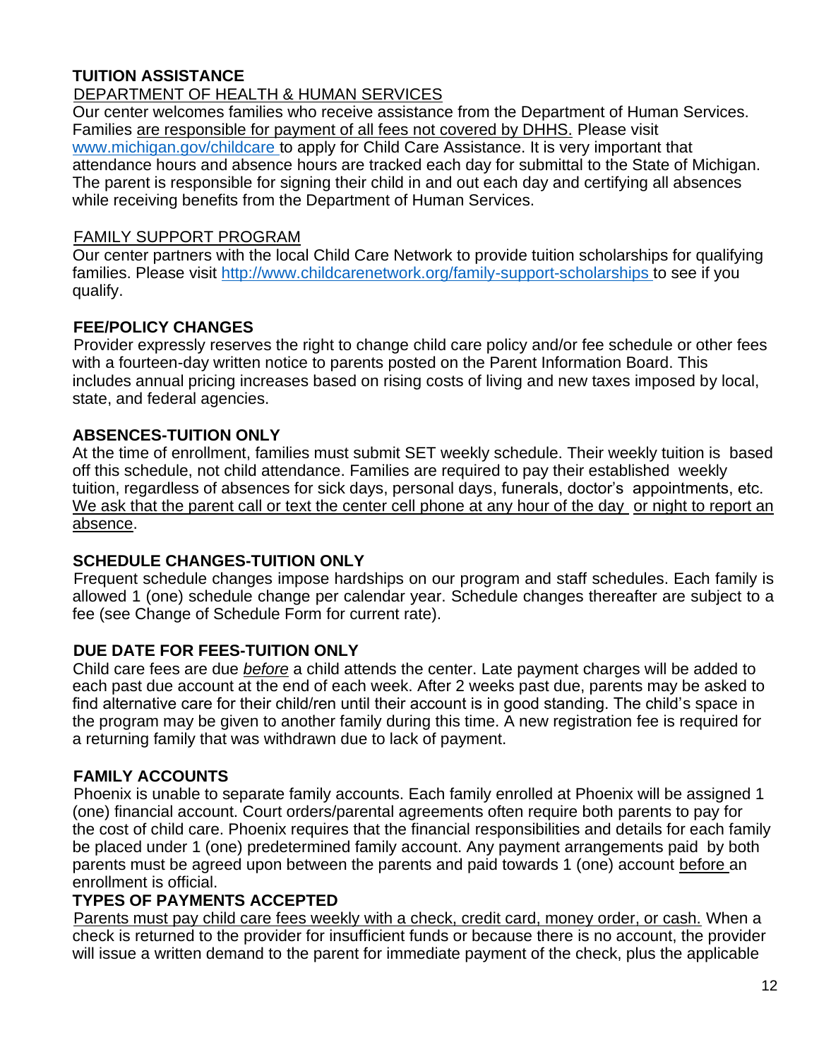## TUITION ASSISTANCE

### DEPARTMENT OF HEALTH & HUMAN SERVICES

Our center welcomes families who receive assistance from the Department of Human Services. Families are responsible for payment of all fees not covered by DHHS. Please visit www.michigan.gov/childcare to apply for Child Care Assistance. It is very important that attendance hours and absence hours are tracked each day for submittal to the State of Michigan. The parent is responsible for signing their child in and out each day and certifying all absences while receiving benefits from the Department of Human Services.

### FAMILY SUPPORT PROGRAM

Our center partners with the local Child Care Network to provide tuition scholarships for qualifying families. Please visit http://www.childcarenetwork.org/family-support-scholarships to see if you qualify.

## FEE/POLICY CHANGES

Provider expressly reserves the right to change child care policy and/or fee schedule or other fees with a fourteen-day written notice to parents posted on the Parent Information Board. This includes annual pricing increases based on rising costs of living and new taxes imposed by local, state, and federal agencies.

## ABSENCES-TUITION ONLY

At the time of enrollment, families must submit SET weekly schedule. Their weekly tuition is based off this schedule, not child attendance. Families are required to pay their established weekly tuition, regardless of absences for sick days, personal days, funerals, doctor's appointments, etc. We ask that the parent call or text the center cell phone at any hour of the day or night to report an absence.

## SCHEDULE CHANGES-TUITION ONLY

Frequent schedule changes impose hardships on our program and staff schedules. Each family is allowed 1 (one) schedule change per calendar year. Schedule changes thereafter are subject to a fee (see Change of Schedule Form for current rate).

## DUE DATE FOR FEES-TUITION ONLY

Child care fees are due *before* a child attends the center. Late payment charges will be added to each past due account at the end of each week. After 2 weeks past due, parents may be asked to find alternative care for their child/ren until their account is in good standing. The child's space in the program may be given to another family during this time. A new registration fee is required for a returning family that was withdrawn due to lack of payment.

## FAMILY ACCOUNTS

Phoenix is unable to separate family accounts. Each family enrolled at Phoenix will be assigned 1 (one) financial account. Court orders/parental agreements often require both parents to pay for the cost of child care. Phoenix requires that the financial responsibilities and details for each family be placed under 1 (one) predetermined family account. Any payment arrangements paid by both parents must be agreed upon between the parents and paid towards 1 (one) account before an enrollment is official.

## TYPES OF PAYMENTS ACCEPTED

Parents must pay child care fees weekly with a check, credit card, money order, or cash. When a check is returned to the provider for insufficient funds or because there is no account, the provider will issue a written demand to the parent for immediate payment of the check, plus the applicable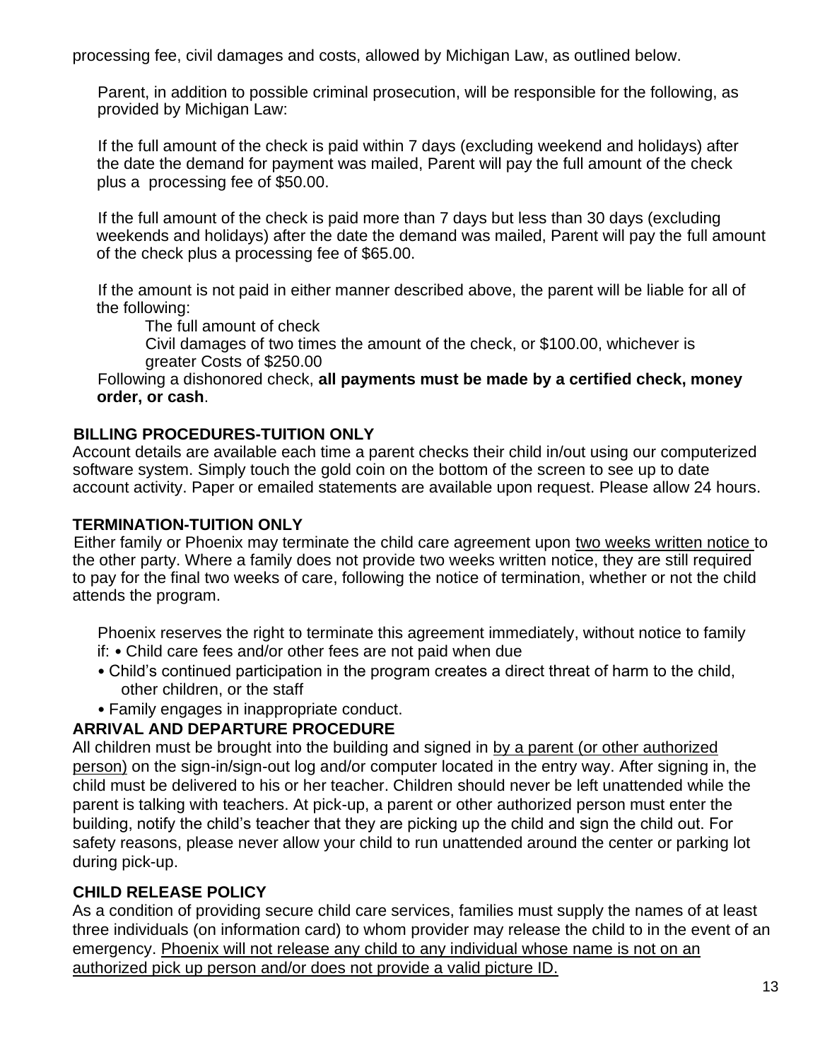processing fee, civil damages and costs, allowed by Michigan Law, as outlined below.

Parent, in addition to possible criminal prosecution, will be responsible for the following, as provided by Michigan Law:

If the full amount of the check is paid within 7 days (excluding weekend and holidays) after the date the demand for payment was mailed, Parent will pay the full amount of the check plus a processing fee of $50.00.

If the full amount of the check is paid more than 7 days but less than 30 days (excluding weekends and holidays) after the date the demand was mailed, Parent will pay the full amount of the check plus a processing fee of $65.00.

If the amount is not paid in either manner described above, the parent will be liable for all of the following:

The full amount of check
Civil damages of two times the amount of the check, or $100.00, whichever is greater Costs of $250.00

Following a dishonored check, **all payments must be made by a certified check, money order, or cash**.

**BILLING PROCEDURES-TUITION ONLY**

Account details are available each time a parent checks their child in/out using our computerized software system. Simply touch the gold coin on the bottom of the screen to see up to date account activity. Paper or emailed statements are available upon request. Please allow 24 hours.

**TERMINATION-TUITION ONLY**

Either family or Phoenix may terminate the child care agreement upon <u>two weeks written notice</u> to the other party. Where a family does not provide two weeks written notice, they are still required to pay for the final two weeks of care, following the notice of termination, whether or not the child attends the program.

Phoenix reserves the right to terminate this agreement immediately, without notice to family if:

- Child care fees and/or other fees are not paid when due
- Child's continued participation in the program creates a direct threat of harm to the child, other children, or the staff
- Family engages in inappropriate conduct.

**ARRIVAL AND DEPARTURE PROCEDURE**

All children must be brought into the building and signed in <u>by a parent (or other authorized person)</u> on the sign-in/sign-out log and/or computer located in the entry way. After signing in, the child must be delivered to his or her teacher. Children should never be left unattended while the parent is talking with teachers. At pick-up, a parent or other authorized person must enter the building, notify the child's teacher that they are picking up the child and sign the child out. For safety reasons, please never allow your child to run unattended around the center or parking lot during pick-up.

**CHILD RELEASE POLICY**

As a condition of providing secure child care services, families must supply the names of at least three individuals (on information card) to whom provider may release the child to in the event of an emergency. <u>Phoenix will not release any child to any individual whose name is not on an authorized pick up person and/or does not provide a valid picture ID.</u>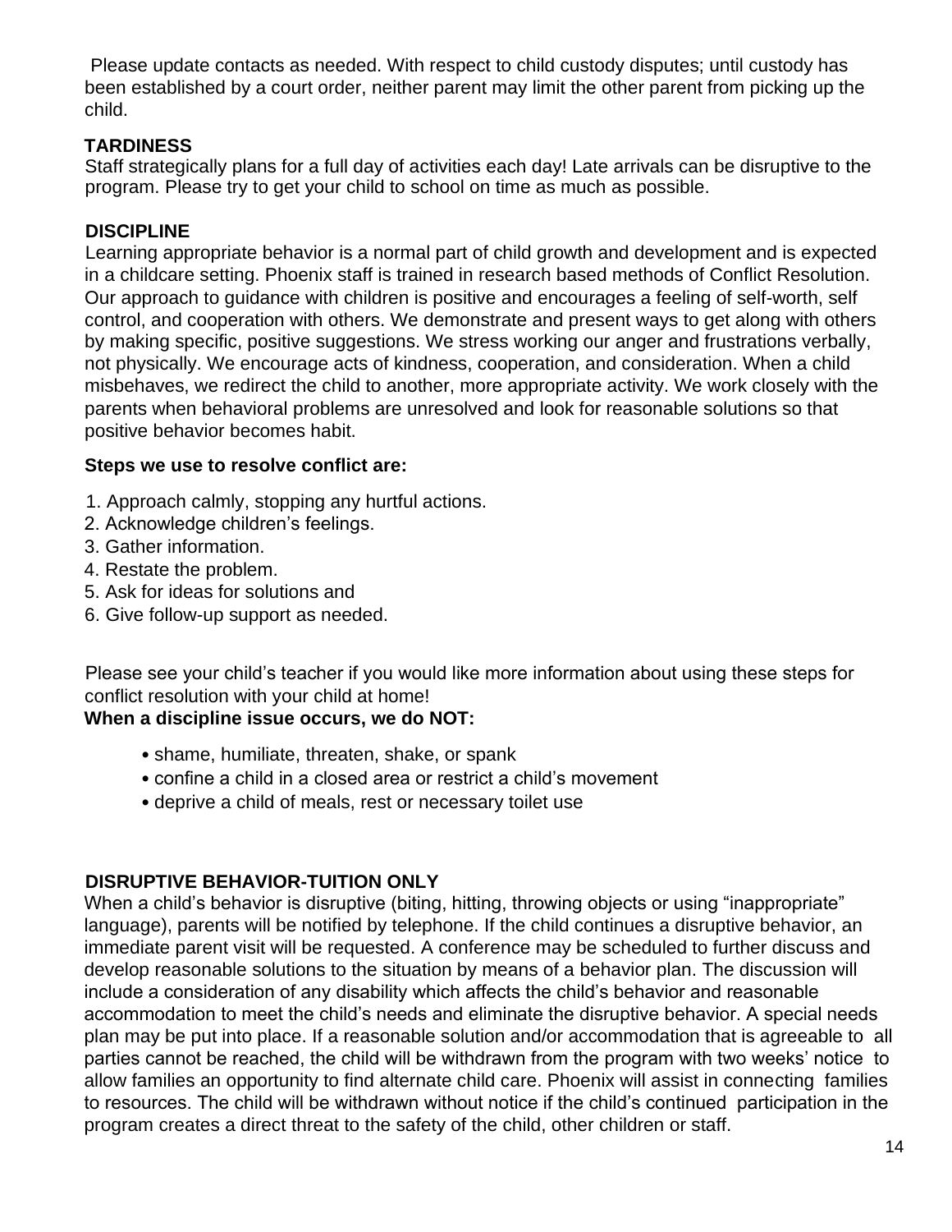Please update contacts as needed. With respect to child custody disputes; until custody has been established by a court order, neither parent may limit the other parent from picking up the child.

## TARDINESS

Staff strategically plans for a full day of activities each day! Late arrivals can be disruptive to the program. Please try to get your child to school on time as much as possible.

## DISCIPLINE

Learning appropriate behavior is a normal part of child growth and development and is expected in a childcare setting. Phoenix staff is trained in research based methods of Conflict Resolution. Our approach to guidance with children is positive and encourages a feeling of self-worth, self control, and cooperation with others. We demonstrate and present ways to get along with others by making specific, positive suggestions. We stress working our anger and frustrations verbally, not physically. We encourage acts of kindness, cooperation, and consideration. When a child misbehaves, we redirect the child to another, more appropriate activity. We work closely with the parents when behavioral problems are unresolved and look for reasonable solutions so that positive behavior becomes habit.

**Steps we use to resolve conflict are:**

1. Approach calmly, stopping any hurtful actions.
2. Acknowledge children's feelings.
3. Gather information.
4. Restate the problem.
5. Ask for ideas for solutions and
6. Give follow-up support as needed.

Please see your child's teacher if you would like more information about using these steps for conflict resolution with your child at home!

**When a discipline issue occurs, we do NOT:**

- shame, humiliate, threaten, shake, or spank
- confine a child in a closed area or restrict a child's movement
- deprive a child of meals, rest or necessary toilet use

## DISRUPTIVE BEHAVIOR-TUITION ONLY

When a child's behavior is disruptive (biting, hitting, throwing objects or using "inappropriate" language), parents will be notified by telephone. If the child continues a disruptive behavior, an immediate parent visit will be requested. A conference may be scheduled to further discuss and develop reasonable solutions to the situation by means of a behavior plan. The discussion will include a consideration of any disability which affects the child's behavior and reasonable accommodation to meet the child's needs and eliminate the disruptive behavior. A special needs plan may be put into place. If a reasonable solution and/or accommodation that is agreeable to all parties cannot be reached, the child will be withdrawn from the program with two weeks' notice to allow families an opportunity to find alternate child care. Phoenix will assist in connecting families to resources. The child will be withdrawn without notice if the child's continued participation in the program creates a direct threat to the safety of the child, other children or staff.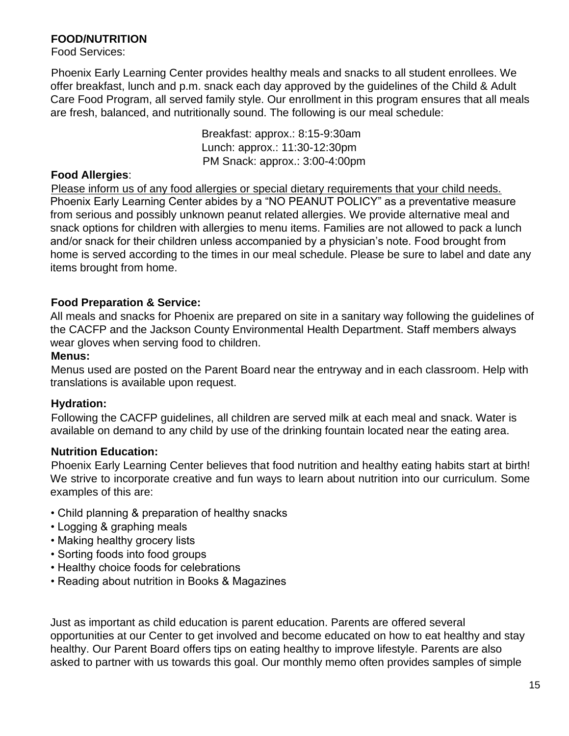## FOOD/NUTRITION

Food Services:

Phoenix Early Learning Center provides healthy meals and snacks to all student enrollees. We offer breakfast, lunch and p.m. snack each day approved by the guidelines of the Child & Adult Care Food Program, all served family style. Our enrollment in this program ensures that all meals are fresh, balanced, and nutritionally sound. The following is our meal schedule:

Breakfast: approx.: 8:15-9:30am
Lunch: approx.: 11:30-12:30pm
PM Snack: approx.: 3:00-4:00pm

**Food Allergies**:

Please inform us of any food allergies or special dietary requirements that your child needs. Phoenix Early Learning Center abides by a "NO PEANUT POLICY" as a preventative measure from serious and possibly unknown peanut related allergies. We provide alternative meal and snack options for children with allergies to menu items. Families are not allowed to pack a lunch and/or snack for their children unless accompanied by a physician's note. Food brought from home is served according to the times in our meal schedule. Please be sure to label and date any items brought from home.

**Food Preparation & Service:**

All meals and snacks for Phoenix are prepared on site in a sanitary way following the guidelines of the CACFP and the Jackson County Environmental Health Department. Staff members always wear gloves when serving food to children.

**Menus:**

Menus used are posted on the Parent Board near the entryway and in each classroom. Help with translations is available upon request.

**Hydration:**

Following the CACFP guidelines, all children are served milk at each meal and snack. Water is available on demand to any child by use of the drinking fountain located near the eating area.

**Nutrition Education:**

Phoenix Early Learning Center believes that food nutrition and healthy eating habits start at birth! We strive to incorporate creative and fun ways to learn about nutrition into our curriculum. Some examples of this are:

- Child planning & preparation of healthy snacks
- Logging & graphing meals
- Making healthy grocery lists
- Sorting foods into food groups
- Healthy choice foods for celebrations
- Reading about nutrition in Books & Magazines

Just as important as child education is parent education. Parents are offered several opportunities at our Center to get involved and become educated on how to eat healthy and stay healthy. Our Parent Board offers tips on eating healthy to improve lifestyle. Parents are also asked to partner with us towards this goal. Our monthly memo often provides samples of simple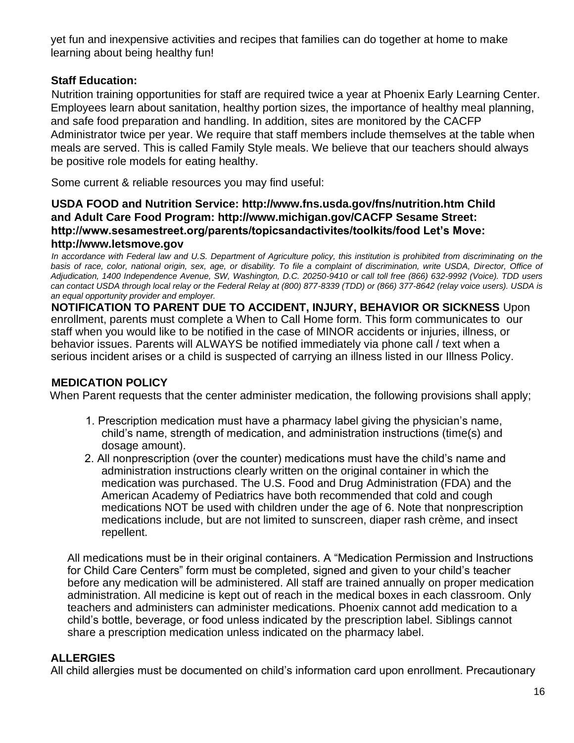yet fun and inexpensive activities and recipes that families can do together at home to make learning about being healthy fun!

**Staff Education:**

Nutrition training opportunities for staff are required twice a year at Phoenix Early Learning Center. Employees learn about sanitation, healthy portion sizes, the importance of healthy meal planning, and safe food preparation and handling. In addition, sites are monitored by the CACFP Administrator twice per year. We require that staff members include themselves at the table when meals are served. This is called Family Style meals. We believe that our teachers should always be positive role models for eating healthy.

Some current & reliable resources you may find useful:

**USDA FOOD and Nutrition Service: http://www.fns.usda.gov/fns/nutrition.htm Child and Adult Care Food Program: http://www.michigan.gov/CACFP Sesame Street: http://www.sesamestreet.org/parents/topicsandactivites/toolkits/food Let's Move: http://www.letsmove.gov**

*In accordance with Federal law and U.S. Department of Agriculture policy, this institution is prohibited from discriminating on the basis of race, color, national origin, sex, age, or disability. To file a complaint of discrimination, write USDA, Director, Office of Adjudication, 1400 Independence Avenue, SW, Washington, D.C. 20250-9410 or call toll free (866) 632-9992 (Voice). TDD users can contact USDA through local relay or the Federal Relay at (800) 877-8339 (TDD) or (866) 377-8642 (relay voice users). USDA is an equal opportunity provider and employer.*

**NOTIFICATION TO PARENT DUE TO ACCIDENT, INJURY, BEHAVIOR OR SICKNESS** Upon enrollment, parents must complete a When to Call Home form. This form communicates to our staff when you would like to be notified in the case of MINOR accidents or injuries, illness, or behavior issues. Parents will ALWAYS be notified immediately via phone call / text when a serious incident arises or a child is suspected of carrying an illness listed in our Illness Policy.

## MEDICATION POLICY

When Parent requests that the center administer medication, the following provisions shall apply;

1. Prescription medication must have a pharmacy label giving the physician's name, child's name, strength of medication, and administration instructions (time(s) and dosage amount).
2. All nonprescription (over the counter) medications must have the child's name and administration instructions clearly written on the original container in which the medication was purchased. The U.S. Food and Drug Administration (FDA) and the American Academy of Pediatrics have both recommended that cold and cough medications NOT be used with children under the age of 6. Note that nonprescription medications include, but are not limited to sunscreen, diaper rash crème, and insect repellent.

All medications must be in their original containers. A "Medication Permission and Instructions for Child Care Centers" form must be completed, signed and given to your child's teacher before any medication will be administered. All staff are trained annually on proper medication administration. All medicine is kept out of reach in the medical boxes in each classroom. Only teachers and administers can administer medications. Phoenix cannot add medication to a child's bottle, beverage, or food unless indicated by the prescription label. Siblings cannot share a prescription medication unless indicated on the pharmacy label.

## ALLERGIES

All child allergies must be documented on child's information card upon enrollment. Precautionary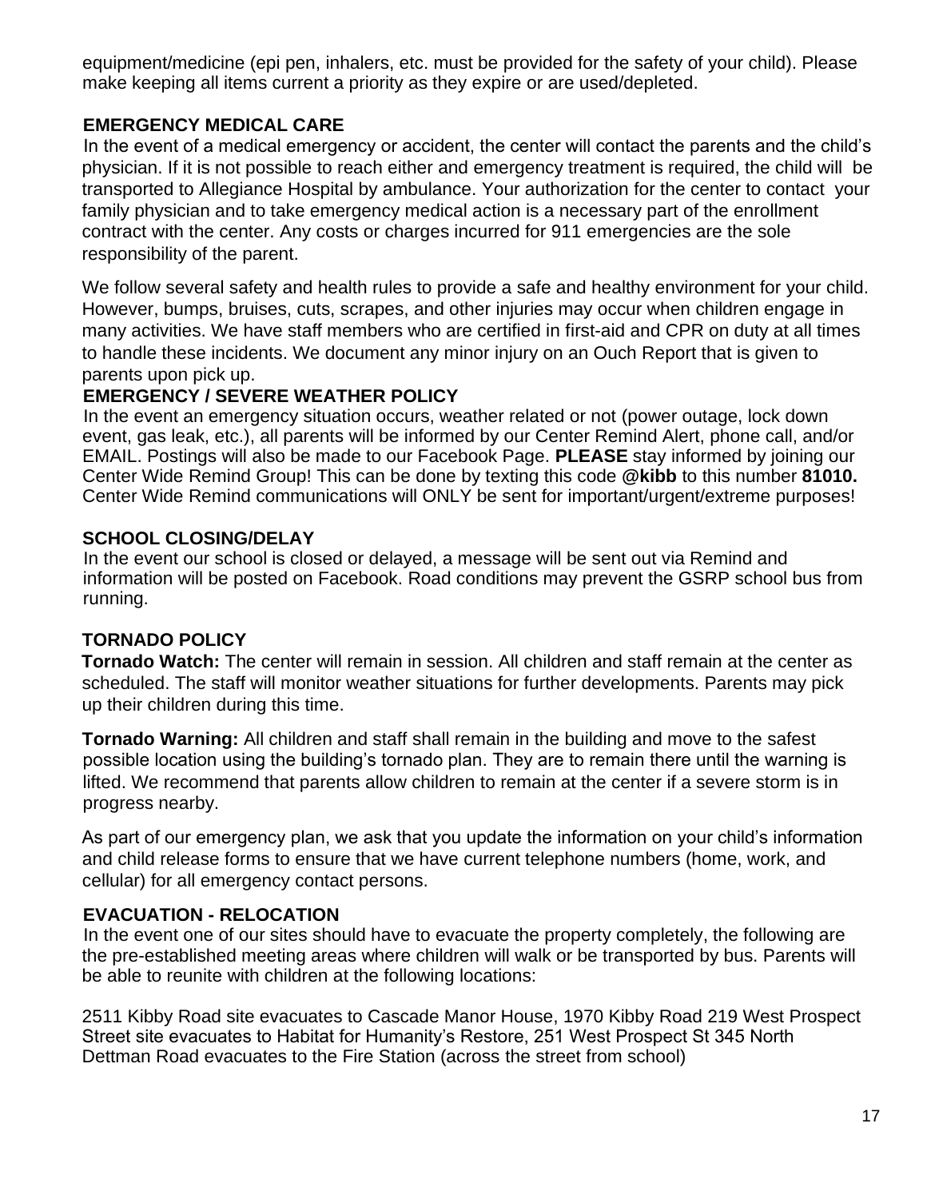equipment/medicine (epi pen, inhalers, etc. must be provided for the safety of your child). Please make keeping all items current a priority as they expire or are used/depleted.

## EMERGENCY MEDICAL CARE

In the event of a medical emergency or accident, the center will contact the parents and the child's physician. If it is not possible to reach either and emergency treatment is required, the child will be transported to Allegiance Hospital by ambulance. Your authorization for the center to contact your family physician and to take emergency medical action is a necessary part of the enrollment contract with the center. Any costs or charges incurred for 911 emergencies are the sole responsibility of the parent.

We follow several safety and health rules to provide a safe and healthy environment for your child. However, bumps, bruises, cuts, scrapes, and other injuries may occur when children engage in many activities. We have staff members who are certified in first-aid and CPR on duty at all times to handle these incidents. We document any minor injury on an Ouch Report that is given to parents upon pick up.

## EMERGENCY / SEVERE WEATHER POLICY

In the event an emergency situation occurs, weather related or not (power outage, lock down event, gas leak, etc.), all parents will be informed by our Center Remind Alert, phone call, and/or EMAIL. Postings will also be made to our Facebook Page. **PLEASE** stay informed by joining our Center Wide Remind Group! This can be done by texting this code **@kibb** to this number **81010.** Center Wide Remind communications will ONLY be sent for important/urgent/extreme purposes!

## SCHOOL CLOSING/DELAY

In the event our school is closed or delayed, a message will be sent out via Remind and information will be posted on Facebook. Road conditions may prevent the GSRP school bus from running.

## TORNADO POLICY

**Tornado Watch:** The center will remain in session. All children and staff remain at the center as scheduled. The staff will monitor weather situations for further developments. Parents may pick up their children during this time.

**Tornado Warning:** All children and staff shall remain in the building and move to the safest possible location using the building's tornado plan. They are to remain there until the warning is lifted. We recommend that parents allow children to remain at the center if a severe storm is in progress nearby.

As part of our emergency plan, we ask that you update the information on your child's information and child release forms to ensure that we have current telephone numbers (home, work, and cellular) for all emergency contact persons.

## EVACUATION - RELOCATION

In the event one of our sites should have to evacuate the property completely, the following are the pre-established meeting areas where children will walk or be transported by bus. Parents will be able to reunite with children at the following locations:

2511 Kibby Road site evacuates to Cascade Manor House, 1970 Kibby Road 219 West Prospect Street site evacuates to Habitat for Humanity's Restore, 251 West Prospect St 345 North Dettman Road evacuates to the Fire Station (across the street from school)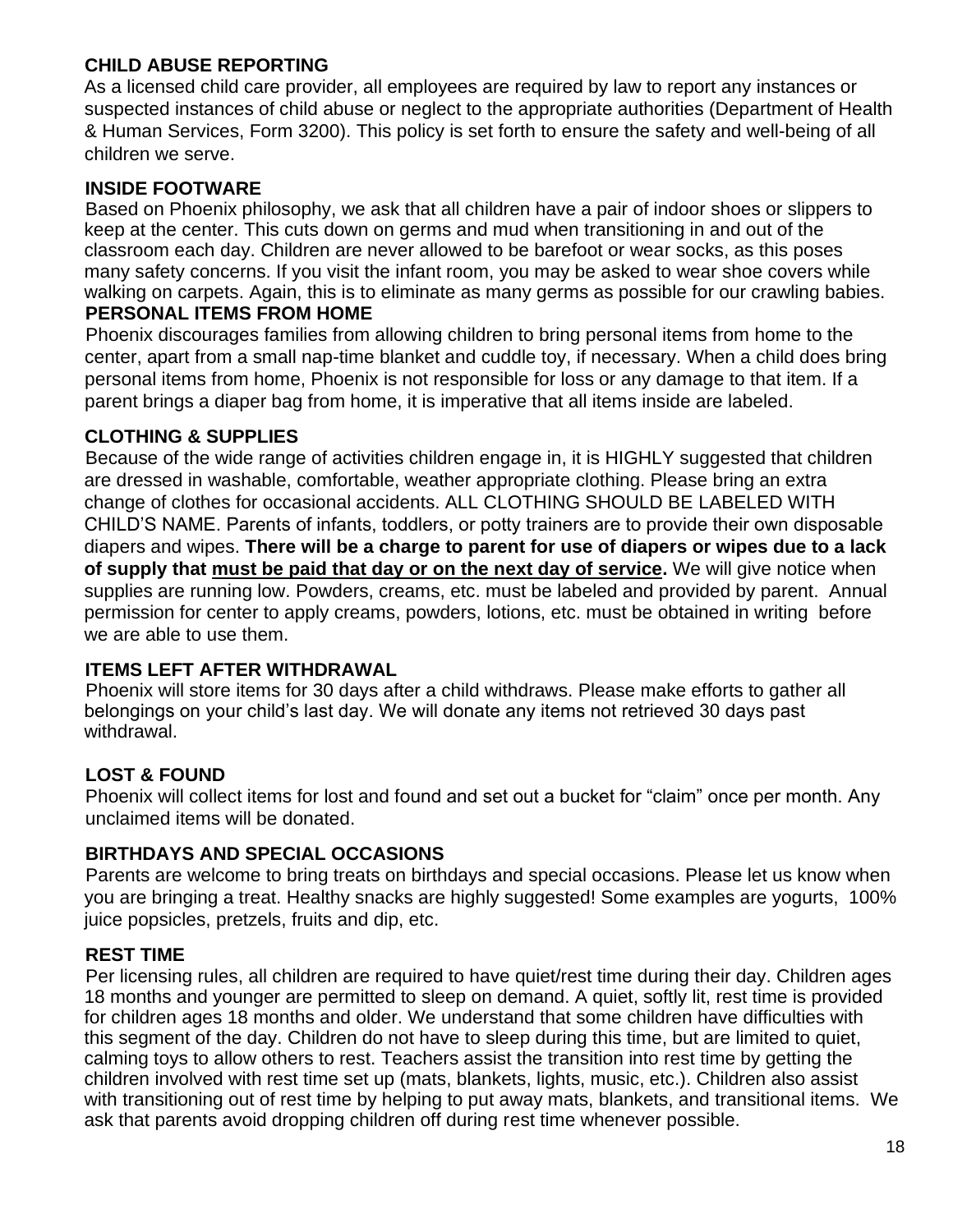## CHILD ABUSE REPORTING

As a licensed child care provider, all employees are required by law to report any instances or suspected instances of child abuse or neglect to the appropriate authorities (Department of Health & Human Services, Form 3200). This policy is set forth to ensure the safety and well-being of all children we serve.

## INSIDE FOOTWARE

Based on Phoenix philosophy, we ask that all children have a pair of indoor shoes or slippers to keep at the center. This cuts down on germs and mud when transitioning in and out of the classroom each day. Children are never allowed to be barefoot or wear socks, as this poses many safety concerns. If you visit the infant room, you may be asked to wear shoe covers while walking on carpets. Again, this is to eliminate as many germs as possible for our crawling babies.

## PERSONAL ITEMS FROM HOME

Phoenix discourages families from allowing children to bring personal items from home to the center, apart from a small nap-time blanket and cuddle toy, if necessary. When a child does bring personal items from home, Phoenix is not responsible for loss or any damage to that item. If a parent brings a diaper bag from home, it is imperative that all items inside are labeled.

## CLOTHING & SUPPLIES

Because of the wide range of activities children engage in, it is HIGHLY suggested that children are dressed in washable, comfortable, weather appropriate clothing. Please bring an extra change of clothes for occasional accidents. ALL CLOTHING SHOULD BE LABELED WITH CHILD'S NAME. Parents of infants, toddlers, or potty trainers are to provide their own disposable diapers and wipes. **There will be a charge to parent for use of diapers or wipes due to a lack of supply that <u>must be paid that day or on the next day of service</u>.** We will give notice when supplies are running low. Powders, creams, etc. must be labeled and provided by parent. Annual permission for center to apply creams, powders, lotions, etc. must be obtained in writing before we are able to use them.

## ITEMS LEFT AFTER WITHDRAWAL

Phoenix will store items for 30 days after a child withdraws. Please make efforts to gather all belongings on your child's last day. We will donate any items not retrieved 30 days past withdrawal.

## LOST & FOUND

Phoenix will collect items for lost and found and set out a bucket for "claim" once per month. Any unclaimed items will be donated.

## BIRTHDAYS AND SPECIAL OCCASIONS

Parents are welcome to bring treats on birthdays and special occasions. Please let us know when you are bringing a treat. Healthy snacks are highly suggested! Some examples are yogurts, 100% juice popsicles, pretzels, fruits and dip, etc.

## REST TIME

Per licensing rules, all children are required to have quiet/rest time during their day. Children ages 18 months and younger are permitted to sleep on demand. A quiet, softly lit, rest time is provided for children ages 18 months and older. We understand that some children have difficulties with this segment of the day. Children do not have to sleep during this time, but are limited to quiet, calming toys to allow others to rest. Teachers assist the transition into rest time by getting the children involved with rest time set up (mats, blankets, lights, music, etc.). Children also assist with transitioning out of rest time by helping to put away mats, blankets, and transitional items. We ask that parents avoid dropping children off during rest time whenever possible.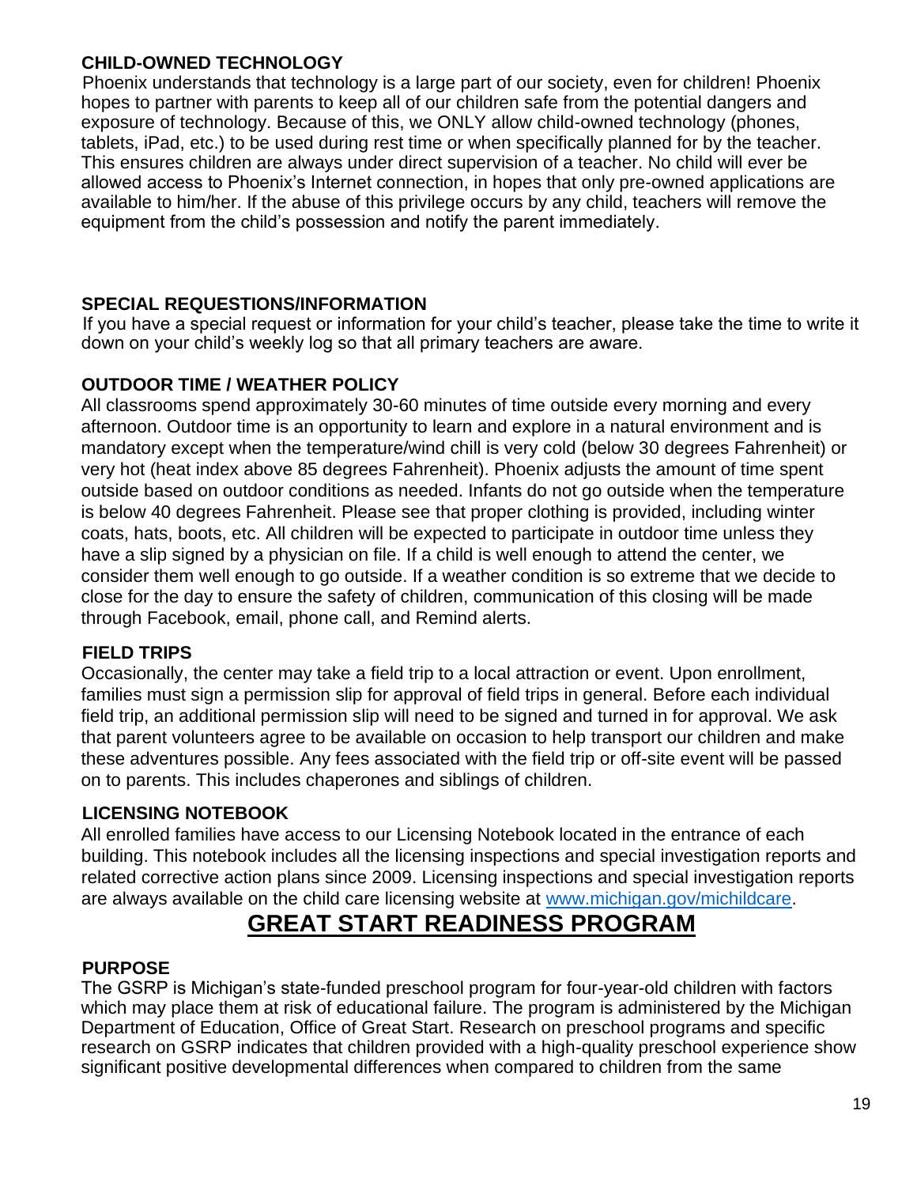### CHILD-OWNED TECHNOLOGY

Phoenix understands that technology is a large part of our society, even for children! Phoenix hopes to partner with parents to keep all of our children safe from the potential dangers and exposure of technology. Because of this, we ONLY allow child-owned technology (phones, tablets, iPad, etc.) to be used during rest time or when specifically planned for by the teacher. This ensures children are always under direct supervision of a teacher. No child will ever be allowed access to Phoenix's Internet connection, in hopes that only pre-owned applications are available to him/her. If the abuse of this privilege occurs by any child, teachers will remove the equipment from the child's possession and notify the parent immediately.

### SPECIAL REQUESTIONS/INFORMATION

If you have a special request or information for your child's teacher, please take the time to write it down on your child's weekly log so that all primary teachers are aware.

### OUTDOOR TIME / WEATHER POLICY

All classrooms spend approximately 30-60 minutes of time outside every morning and every afternoon. Outdoor time is an opportunity to learn and explore in a natural environment and is mandatory except when the temperature/wind chill is very cold (below 30 degrees Fahrenheit) or very hot (heat index above 85 degrees Fahrenheit). Phoenix adjusts the amount of time spent outside based on outdoor conditions as needed. Infants do not go outside when the temperature is below 40 degrees Fahrenheit. Please see that proper clothing is provided, including winter coats, hats, boots, etc. All children will be expected to participate in outdoor time unless they have a slip signed by a physician on file. If a child is well enough to attend the center, we consider them well enough to go outside. If a weather condition is so extreme that we decide to close for the day to ensure the safety of children, communication of this closing will be made through Facebook, email, phone call, and Remind alerts.

### FIELD TRIPS

Occasionally, the center may take a field trip to a local attraction or event. Upon enrollment, families must sign a permission slip for approval of field trips in general. Before each individual field trip, an additional permission slip will need to be signed and turned in for approval. We ask that parent volunteers agree to be available on occasion to help transport our children and make these adventures possible. Any fees associated with the field trip or off-site event will be passed on to parents. This includes chaperones and siblings of children.

### LICENSING NOTEBOOK

All enrolled families have access to our Licensing Notebook located in the entrance of each building. This notebook includes all the licensing inspections and special investigation reports and related corrective action plans since 2009. Licensing inspections and special investigation reports are always available on the child care licensing website at [www.michigan.gov/michildcare](http://www.michigan.gov/michildcare).

## GREAT START READINESS PROGRAM

### PURPOSE

The GSRP is Michigan's state-funded preschool program for four-year-old children with factors which may place them at risk of educational failure. The program is administered by the Michigan Department of Education, Office of Great Start. Research on preschool programs and specific research on GSRP indicates that children provided with a high-quality preschool experience show significant positive developmental differences when compared to children from the same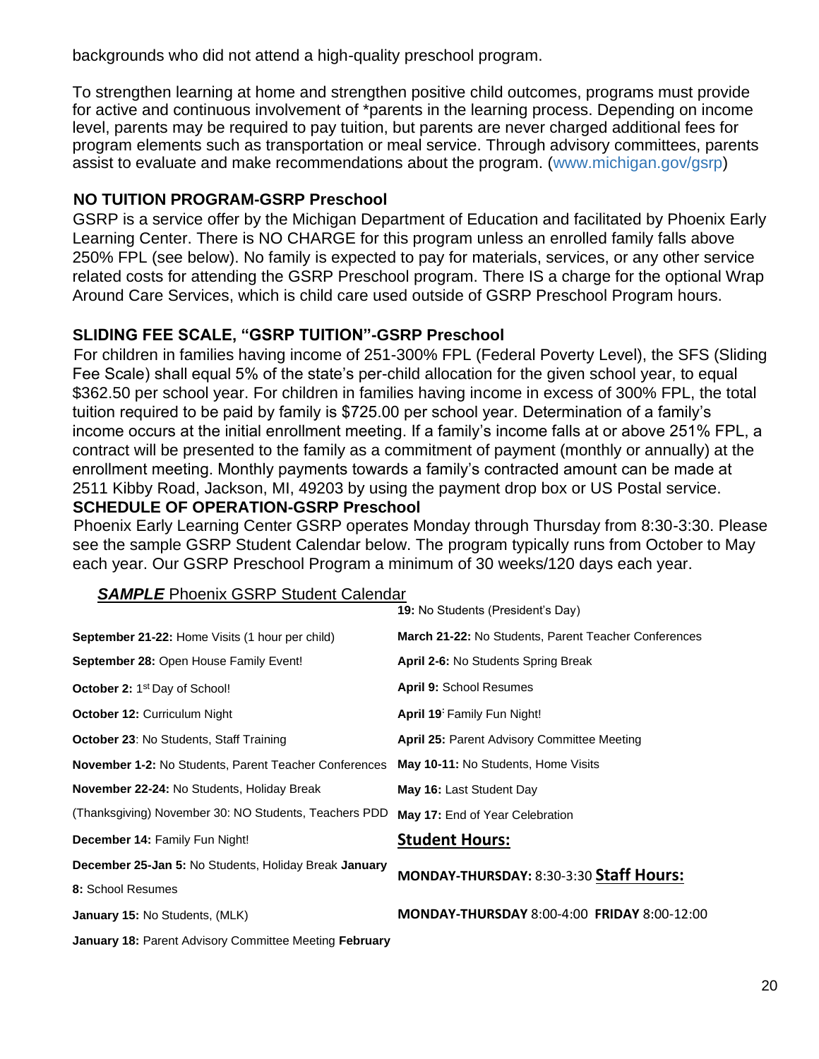backgrounds who did not attend a high-quality preschool program.

To strengthen learning at home and strengthen positive child outcomes, programs must provide for active and continuous involvement of *parents in the learning process. Depending on income level, parents may be required to pay tuition, but parents are never charged additional fees for program elements such as transportation or meal service. Through advisory committees, parents assist to evaluate and make recommendations about the program. (www.michigan.gov/gsrp)

### NO TUITION PROGRAM-GSRP Preschool

GSRP is a service offer by the Michigan Department of Education and facilitated by Phoenix Early Learning Center. There is NO CHARGE for this program unless an enrolled family falls above 250% FPL (see below). No family is expected to pay for materials, services, or any other service related costs for attending the GSRP Preschool program. There IS a charge for the optional Wrap Around Care Services, which is child care used outside of GSRP Preschool Program hours.

### SLIDING FEE SCALE, "GSRP TUITION"-GSRP Preschool

For children in families having income of 251-300% FPL (Federal Poverty Level), the SFS (Sliding Fee Scale) shall equal 5% of the state's per-child allocation for the given school year, to equal $362.50 per school year. For children in families having income in excess of 300% FPL, the total tuition required to be paid by family is $725.00 per school year. Determination of a family's income occurs at the initial enrollment meeting. If a family's income falls at or above 251% FPL, a contract will be presented to the family as a commitment of payment (monthly or annually) at the enrollment meeting. Monthly payments towards a family's contracted amount can be made at 2511 Kibby Road, Jackson, MI, 49203 by using the payment drop box or US Postal service.

### SCHEDULE OF OPERATION-GSRP Preschool

Phoenix Early Learning Center GSRP operates Monday through Thursday from 8:30-3:30. Please see the sample GSRP Student Calendar below. The program typically runs from October to May each year. Our GSRP Preschool Program a minimum of 30 weeks/120 days each year.

***SAMPLE*** Phoenix GSRP Student Calendar

**September 21-22:** Home Visits (1 hour per child)

**September 28:** Open House Family Event!

**October 2:** 1st Day of School!

**October 12:** Curriculum Night

**October 23**: No Students, Staff Training

**November 1-2:** No Students, Parent Teacher Conferences

**November 22-24:** No Students, Holiday Break (Thanksgiving)

November 30: NO Students, Teachers PDD

**December 14:** Family Fun Night!

**December 25-Jan 5:** No Students, Holiday Break

**January 8:** School Resumes

**January 15:** No Students, (MLK)

**January 18:** Parent Advisory Committee Meeting

**February 19:** No Students (President's Day)

**March 21-22:** No Students, Parent Teacher Conferences

**April 2-6:** No Students Spring Break

**April 9:** School Resumes

**April 19:** Family Fun Night!

**April 25:** Parent Advisory Committee Meeting

**May 10-11:** No Students, Home Visits

**May 16:** Last Student Day

**May 17:** End of Year Celebration

**Student Hours:**

**MONDAY-THURSDAY:** 8:30-3:30

**Staff Hours:**

**MONDAY-THURSDAY** 8:00-4:00 **FRIDAY** 8:00-12:00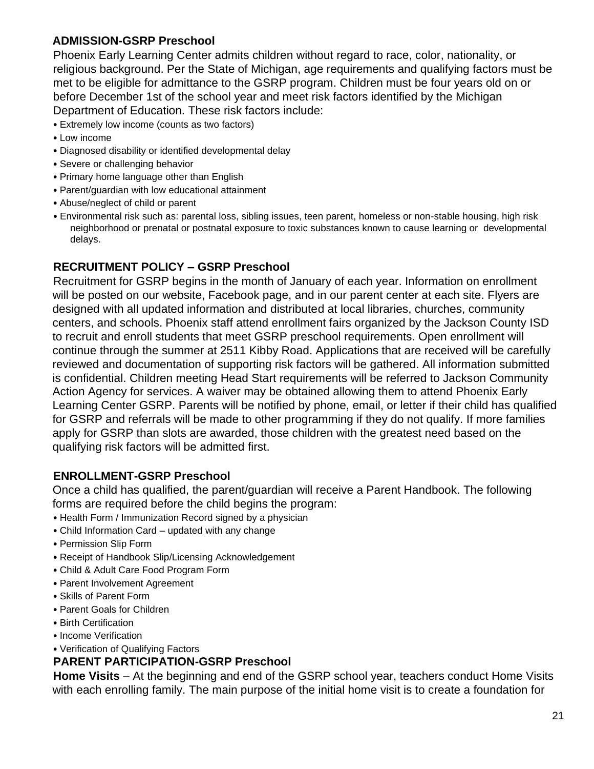## ADMISSION-GSRP Preschool

Phoenix Early Learning Center admits children without regard to race, color, nationality, or religious background. Per the State of Michigan, age requirements and qualifying factors must be met to be eligible for admittance to the GSRP program. Children must be four years old on or before December 1st of the school year and meet risk factors identified by the Michigan Department of Education. These risk factors include:

- Extremely low income (counts as two factors)
- Low income
- Diagnosed disability or identified developmental delay
- Severe or challenging behavior
- Primary home language other than English
- Parent/guardian with low educational attainment
- Abuse/neglect of child or parent
- Environmental risk such as: parental loss, sibling issues, teen parent, homeless or non-stable housing, high risk neighborhood or prenatal or postnatal exposure to toxic substances known to cause learning or developmental delays.

## RECRUITMENT POLICY – GSRP Preschool

Recruitment for GSRP begins in the month of January of each year. Information on enrollment will be posted on our website, Facebook page, and in our parent center at each site. Flyers are designed with all updated information and distributed at local libraries, churches, community centers, and schools. Phoenix staff attend enrollment fairs organized by the Jackson County ISD to recruit and enroll students that meet GSRP preschool requirements. Open enrollment will continue through the summer at 2511 Kibby Road. Applications that are received will be carefully reviewed and documentation of supporting risk factors will be gathered. All information submitted is confidential. Children meeting Head Start requirements will be referred to Jackson Community Action Agency for services. A waiver may be obtained allowing them to attend Phoenix Early Learning Center GSRP. Parents will be notified by phone, email, or letter if their child has qualified for GSRP and referrals will be made to other programming if they do not qualify. If more families apply for GSRP than slots are awarded, those children with the greatest need based on the qualifying risk factors will be admitted first.

## ENROLLMENT-GSRP Preschool

Once a child has qualified, the parent/guardian will receive a Parent Handbook. The following forms are required before the child begins the program:

- Health Form / Immunization Record signed by a physician
- Child Information Card – updated with any change
- Permission Slip Form
- Receipt of Handbook Slip/Licensing Acknowledgement
- Child & Adult Care Food Program Form
- Parent Involvement Agreement
- Skills of Parent Form
- Parent Goals for Children
- Birth Certification
- Income Verification
- Verification of Qualifying Factors

## PARENT PARTICIPATION-GSRP Preschool

**Home Visits** – At the beginning and end of the GSRP school year, teachers conduct Home Visits with each enrolling family. The main purpose of the initial home visit is to create a foundation for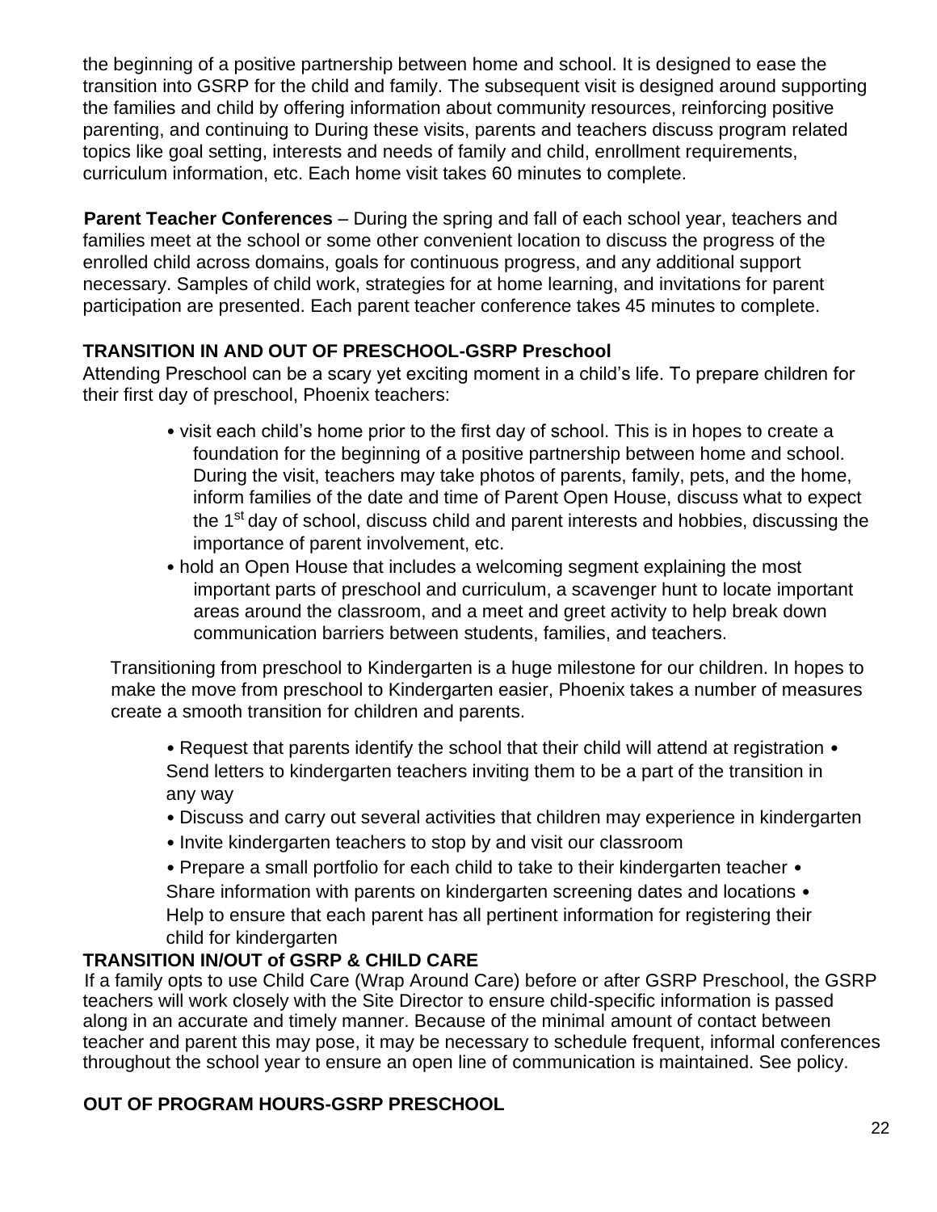the beginning of a positive partnership between home and school. It is designed to ease the transition into GSRP for the child and family. The subsequent visit is designed around supporting the families and child by offering information about community resources, reinforcing positive parenting, and continuing to During these visits, parents and teachers discuss program related topics like goal setting, interests and needs of family and child, enrollment requirements, curriculum information, etc. Each home visit takes 60 minutes to complete.

**Parent Teacher Conferences** – During the spring and fall of each school year, teachers and families meet at the school or some other convenient location to discuss the progress of the enrolled child across domains, goals for continuous progress, and any additional support necessary. Samples of child work, strategies for at home learning, and invitations for parent participation are presented. Each parent teacher conference takes 45 minutes to complete.

### TRANSITION IN AND OUT OF PRESCHOOL-GSRP Preschool

Attending Preschool can be a scary yet exciting moment in a child's life. To prepare children for their first day of preschool, Phoenix teachers:

- visit each child's home prior to the first day of school. This is in hopes to create a foundation for the beginning of a positive partnership between home and school. During the visit, teachers may take photos of parents, family, pets, and the home, inform families of the date and time of Parent Open House, discuss what to expect the 1st day of school, discuss child and parent interests and hobbies, discussing the importance of parent involvement, etc.
- hold an Open House that includes a welcoming segment explaining the most important parts of preschool and curriculum, a scavenger hunt to locate important areas around the classroom, and a meet and greet activity to help break down communication barriers between students, families, and teachers.

Transitioning from preschool to Kindergarten is a huge milestone for our children. In hopes to make the move from preschool to Kindergarten easier, Phoenix takes a number of measures create a smooth transition for children and parents.

- Request that parents identify the school that their child will attend at registration
- Send letters to kindergarten teachers inviting them to be a part of the transition in any way
- Discuss and carry out several activities that children may experience in kindergarten
- Invite kindergarten teachers to stop by and visit our classroom
- Prepare a small portfolio for each child to take to their kindergarten teacher
- Share information with parents on kindergarten screening dates and locations
- Help to ensure that each parent has all pertinent information for registering their child for kindergarten

### TRANSITION IN/OUT of GSRP & CHILD CARE

If a family opts to use Child Care (Wrap Around Care) before or after GSRP Preschool, the GSRP teachers will work closely with the Site Director to ensure child-specific information is passed along in an accurate and timely manner. Because of the minimal amount of contact between teacher and parent this may pose, it may be necessary to schedule frequent, informal conferences throughout the school year to ensure an open line of communication is maintained. See policy.

### OUT OF PROGRAM HOURS-GSRP PRESCHOOL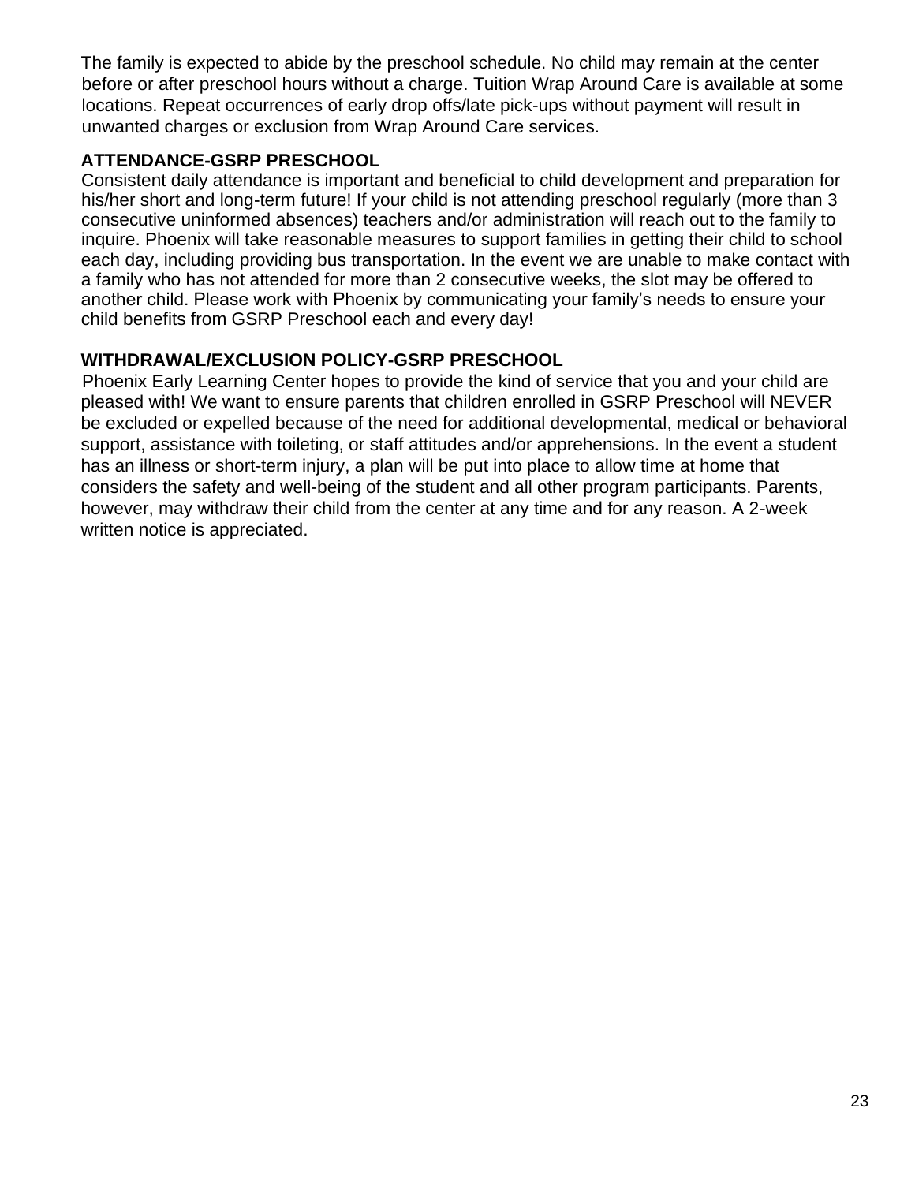The family is expected to abide by the preschool schedule. No child may remain at the center before or after preschool hours without a charge. Tuition Wrap Around Care is available at some locations. Repeat occurrences of early drop offs/late pick-ups without payment will result in unwanted charges or exclusion from Wrap Around Care services.

### ATTENDANCE-GSRP PRESCHOOL

Consistent daily attendance is important and beneficial to child development and preparation for his/her short and long-term future! If your child is not attending preschool regularly (more than 3 consecutive uninformed absences) teachers and/or administration will reach out to the family to inquire. Phoenix will take reasonable measures to support families in getting their child to school each day, including providing bus transportation. In the event we are unable to make contact with a family who has not attended for more than 2 consecutive weeks, the slot may be offered to another child. Please work with Phoenix by communicating your family's needs to ensure your child benefits from GSRP Preschool each and every day!

### WITHDRAWAL/EXCLUSION POLICY-GSRP PRESCHOOL

Phoenix Early Learning Center hopes to provide the kind of service that you and your child are pleased with! We want to ensure parents that children enrolled in GSRP Preschool will NEVER be excluded or expelled because of the need for additional developmental, medical or behavioral support, assistance with toileting, or staff attitudes and/or apprehensions. In the event a student has an illness or short-term injury, a plan will be put into place to allow time at home that considers the safety and well-being of the student and all other program participants. Parents, however, may withdraw their child from the center at any time and for any reason. A 2-week written notice is appreciated.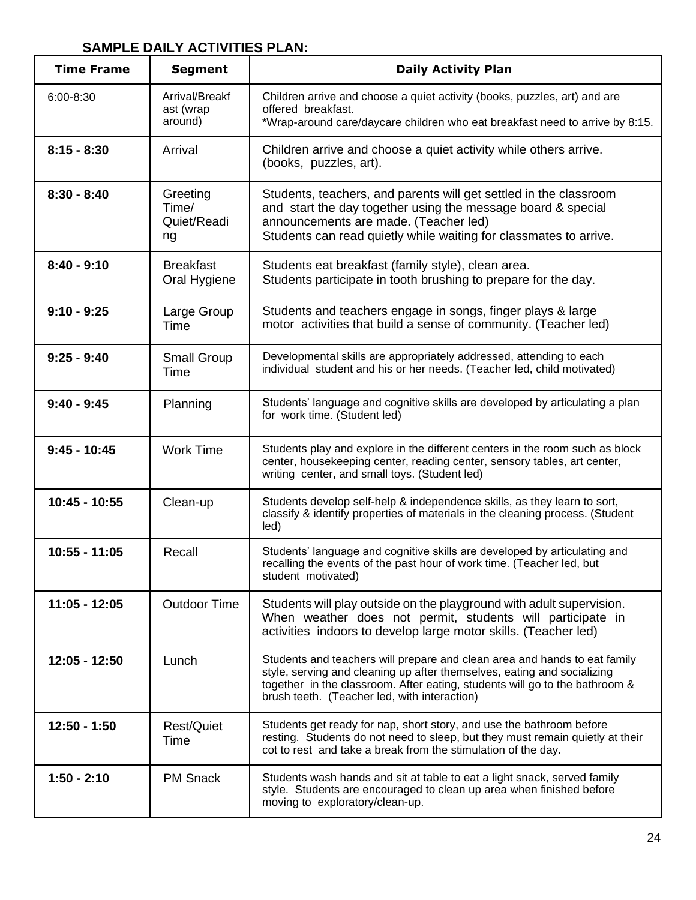**SAMPLE DAILY ACTIVITIES PLAN:**

| Time Frame | Segment | Daily Activity Plan |
|---|---|---|
| 6:00-8:30 | Arrival/Breakfast (wrap around) | Children arrive and choose a quiet activity (books, puzzles, art) and are offered breakfast.<br>*Wrap-around care/daycare children who eat breakfast need to arrive by 8:15. |
| **8:15 - 8:30** | Arrival | Children arrive and choose a quiet activity while others arrive. (books, puzzles, art). |
| **8:30 - 8:40** | Greeting Time/ Quiet/Reading | Students, teachers, and parents will get settled in the classroom and start the day together using the message board & special announcements are made. (Teacher led)<br>Students can read quietly while waiting for classmates to arrive. |
| **8:40 - 9:10** | Breakfast Oral Hygiene | Students eat breakfast (family style), clean area.<br>Students participate in tooth brushing to prepare for the day. |
| **9:10 - 9:25** | Large Group Time | Students and teachers engage in songs, finger plays & large motor activities that build a sense of community. (Teacher led) |
| **9:25 - 9:40** | Small Group Time | Developmental skills are appropriately addressed, attending to each individual student and his or her needs. (Teacher led, child motivated) |
| **9:40 - 9:45** | Planning | Students' language and cognitive skills are developed by articulating a plan for work time. (Student led) |
| **9:45 - 10:45** | Work Time | Students play and explore in the different centers in the room such as block center, housekeeping center, reading center, sensory tables, art center, writing center, and small toys. (Student led) |
| **10:45 - 10:55** | Clean-up | Students develop self-help & independence skills, as they learn to sort, classify & identify properties of materials in the cleaning process. (Student led) |
| **10:55 - 11:05** | Recall | Students' language and cognitive skills are developed by articulating and recalling the events of the past hour of work time. (Teacher led, but student motivated) |
| **11:05 - 12:05** | Outdoor Time | Students will play outside on the playground with adult supervision. When weather does not permit, students will participate in activities indoors to develop large motor skills. (Teacher led) |
| **12:05 - 12:50** | Lunch | Students and teachers will prepare and clean area and hands to eat family style, serving and cleaning up after themselves, eating and socializing together in the classroom. After eating, students will go to the bathroom & brush teeth. (Teacher led, with interaction) |
| **12:50 - 1:50** | Rest/Quiet Time | Students get ready for nap, short story, and use the bathroom before resting. Students do not need to sleep, but they must remain quietly at their cot to rest and take a break from the stimulation of the day. |
| **1:50 - 2:10** | PM Snack | Students wash hands and sit at table to eat a light snack, served family style. Students are encouraged to clean up area when finished before moving to exploratory/clean-up. |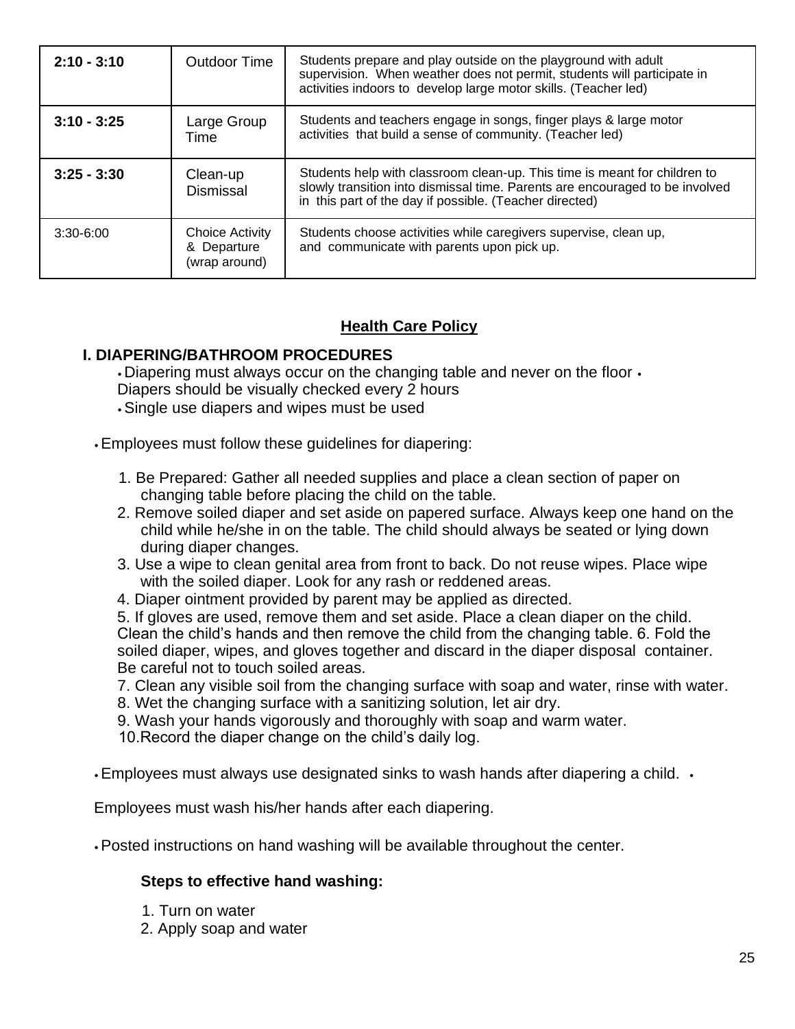| 2:10 - 3:10 | Outdoor Time | Students prepare and play outside on the playground with adult supervision. When weather does not permit, students will participate in activities indoors to develop large motor skills. (Teacher led) |
|---|---|---|
| 3:10 - 3:25 | Large Group Time | Students and teachers engage in songs, finger plays & large motor activities that build a sense of community. (Teacher led) |
| 3:25 - 3:30 | Clean-up Dismissal | Students help with classroom clean-up. This time is meant for children to slowly transition into dismissal time. Parents are encouraged to be involved in this part of the day if possible. (Teacher directed) |
| 3:30-6:00 | Choice Activity & Departure (wrap around) | Students choose activities while caregivers supervise, clean up, and communicate with parents upon pick up. |

## Health Care Policy

### I. DIAPERING/BATHROOM PROCEDURES

- Diapering must always occur on the changing table and never on the floor
- Diapers should be visually checked every 2 hours
- Single use diapers and wipes must be used

- Employees must follow these guidelines for diapering:

1. Be Prepared: Gather all needed supplies and place a clean section of paper on changing table before placing the child on the table.
2. Remove soiled diaper and set aside on papered surface. Always keep one hand on the child while he/she in on the table. The child should always be seated or lying down during diaper changes.
3. Use a wipe to clean genital area from front to back. Do not reuse wipes. Place wipe with the soiled diaper. Look for any rash or reddened areas.
4. Diaper ointment provided by parent may be applied as directed.
5. If gloves are used, remove them and set aside. Place a clean diaper on the child. Clean the child's hands and then remove the child from the changing table.
6. Fold the soiled diaper, wipes, and gloves together and discard in the diaper disposal container. Be careful not to touch soiled areas.
7. Clean any visible soil from the changing surface with soap and water, rinse with water.
8. Wet the changing surface with a sanitizing solution, let air dry.
9. Wash your hands vigorously and thoroughly with soap and warm water.
10. Record the diaper change on the child's daily log.

- Employees must always use designated sinks to wash hands after diapering a child.
- Employees must wash his/her hands after each diapering.

- Posted instructions on hand washing will be available throughout the center.

**Steps to effective hand washing:**

1. Turn on water
2. Apply soap and water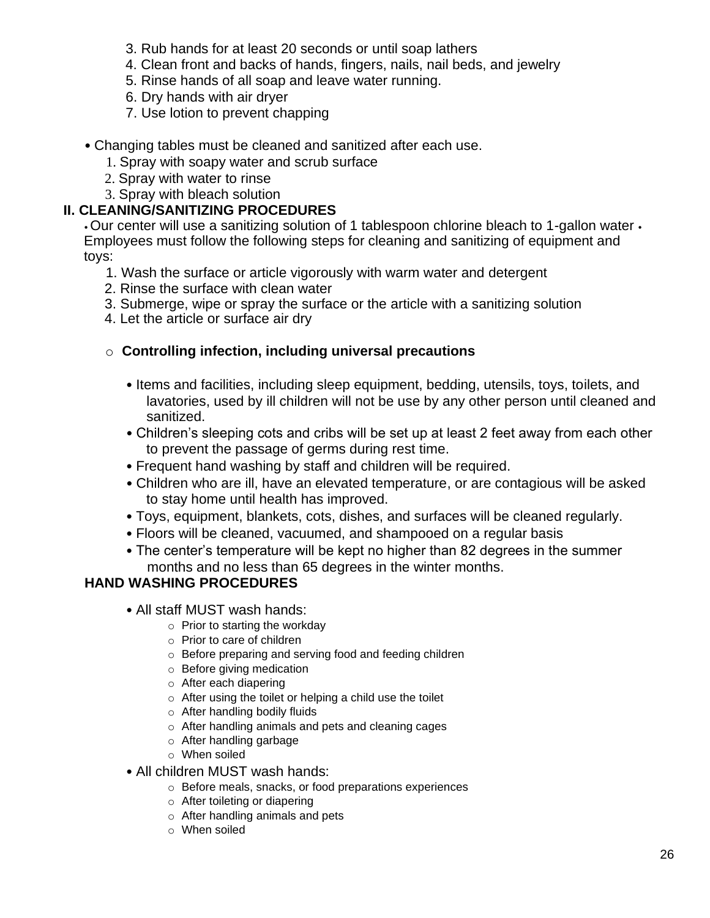3. Rub hands for at least 20 seconds or until soap lathers
4. Clean front and backs of hands, fingers, nails, nail beds, and jewelry
5. Rinse hands of all soap and leave water running.
6. Dry hands with air dryer
7. Use lotion to prevent chapping

- Changing tables must be cleaned and sanitized after each use.
  1. Spray with soapy water and scrub surface
  2. Spray with water to rinse
  3. Spray with bleach solution

## II. CLEANING/SANITIZING PROCEDURES

- Our center will use a sanitizing solution of 1 tablespoon chlorine bleach to 1-gallon water
- Employees must follow the following steps for cleaning and sanitizing of equipment and toys:
  1. Wash the surface or article vigorously with warm water and detergent
  2. Rinse the surface with clean water
  3. Submerge, wipe or spray the surface or the article with a sanitizing solution
  4. Let the article or surface air dry

- **Controlling infection, including universal precautions**

  - Items and facilities, including sleep equipment, bedding, utensils, toys, toilets, and lavatories, used by ill children will not be use by any other person until cleaned and sanitized.
  - Children's sleeping cots and cribs will be set up at least 2 feet away from each other to prevent the passage of germs during rest time.
  - Frequent hand washing by staff and children will be required.
  - Children who are ill, have an elevated temperature, or are contagious will be asked to stay home until health has improved.
  - Toys, equipment, blankets, cots, dishes, and surfaces will be cleaned regularly.
  - Floors will be cleaned, vacuumed, and shampooed on a regular basis
  - The center's temperature will be kept no higher than 82 degrees in the summer months and no less than 65 degrees in the winter months.

### HAND WASHING PROCEDURES

- All staff MUST wash hands:
  - Prior to starting the workday
  - Prior to care of children
  - Before preparing and serving food and feeding children
  - Before giving medication
  - After each diapering
  - After using the toilet or helping a child use the toilet
  - After handling bodily fluids
  - After handling animals and pets and cleaning cages
  - After handling garbage
  - When soiled
- All children MUST wash hands:
  - Before meals, snacks, or food preparations experiences
  - After toileting or diapering
  - After handling animals and pets
  - When soiled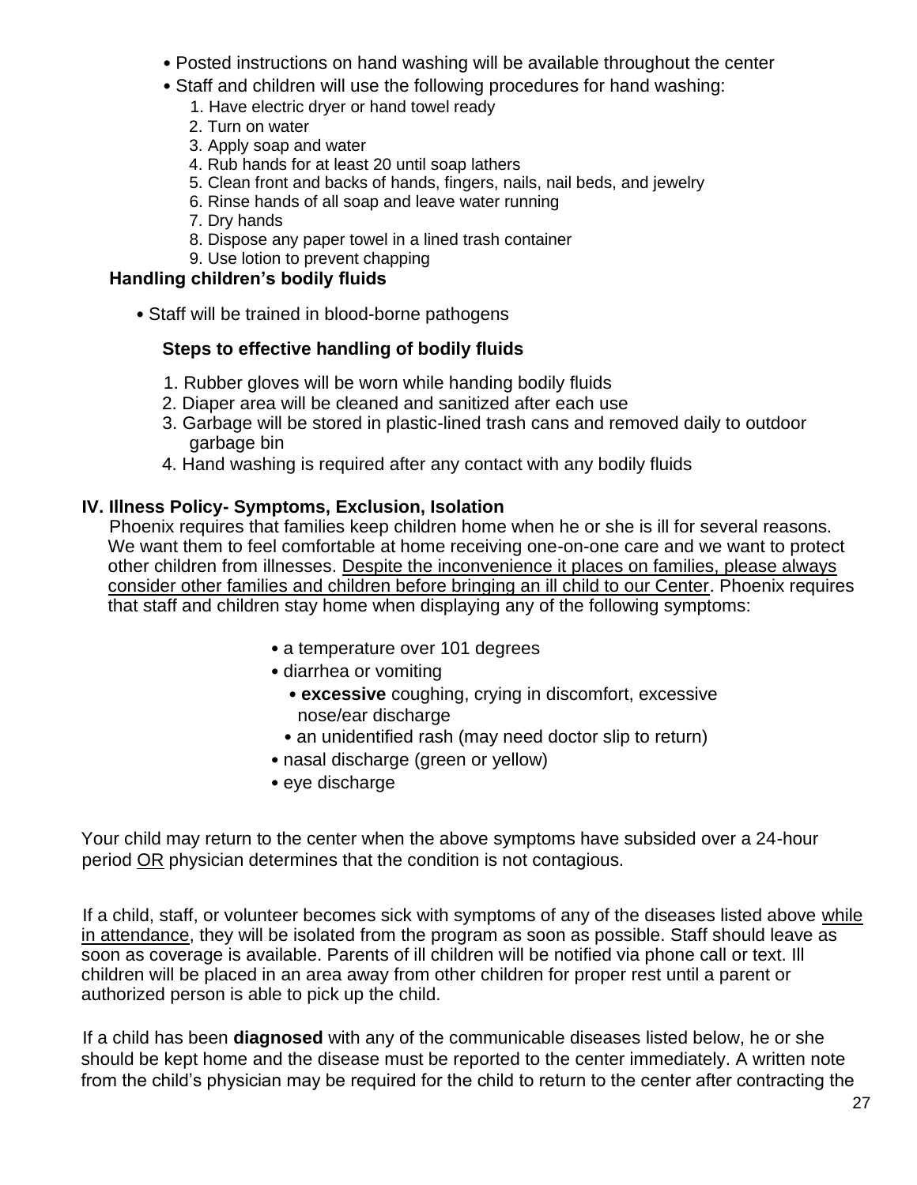- Posted instructions on hand washing will be available throughout the center
- Staff and children will use the following procedures for hand washing:
    1. Have electric dryer or hand towel ready
    2. Turn on water
    3. Apply soap and water
    4. Rub hands for at least 20 until soap lathers
    5. Clean front and backs of hands, fingers, nails, nail beds, and jewelry
    6. Rinse hands of all soap and leave water running
    7. Dry hands
    8. Dispose any paper towel in a lined trash container
    9. Use lotion to prevent chapping

### Handling children's bodily fluids

- Staff will be trained in blood-borne pathogens

#### Steps to effective handling of bodily fluids

1. Rubber gloves will be worn while handing bodily fluids
2. Diaper area will be cleaned and sanitized after each use
3. Garbage will be stored in plastic-lined trash cans and removed daily to outdoor garbage bin
4. Hand washing is required after any contact with any bodily fluids

## IV. Illness Policy- Symptoms, Exclusion, Isolation

Phoenix requires that families keep children home when he or she is ill for several reasons. We want them to feel comfortable at home receiving one-on-one care and we want to protect other children from illnesses. <u>Despite the inconvenience it places on families, please always consider other families and children before bringing an ill child to our Center</u>. Phoenix requires that staff and children stay home when displaying any of the following symptoms:

- a temperature over 101 degrees
- diarrhea or vomiting
- **excessive** coughing, crying in discomfort, excessive nose/ear discharge
- an unidentified rash (may need doctor slip to return)
- nasal discharge (green or yellow)
- eye discharge

Your child may return to the center when the above symptoms have subsided over a 24-hour period <u>OR</u> physician determines that the condition is not contagious.

If a child, staff, or volunteer becomes sick with symptoms of any of the diseases listed above <u>while in attendance</u>, they will be isolated from the program as soon as possible. Staff should leave as soon as coverage is available. Parents of ill children will be notified via phone call or text. Ill children will be placed in an area away from other children for proper rest until a parent or authorized person is able to pick up the child.

If a child has been **diagnosed** with any of the communicable diseases listed below, he or she should be kept home and the disease must be reported to the center immediately. A written note from the child's physician may be required for the child to return to the center after contracting the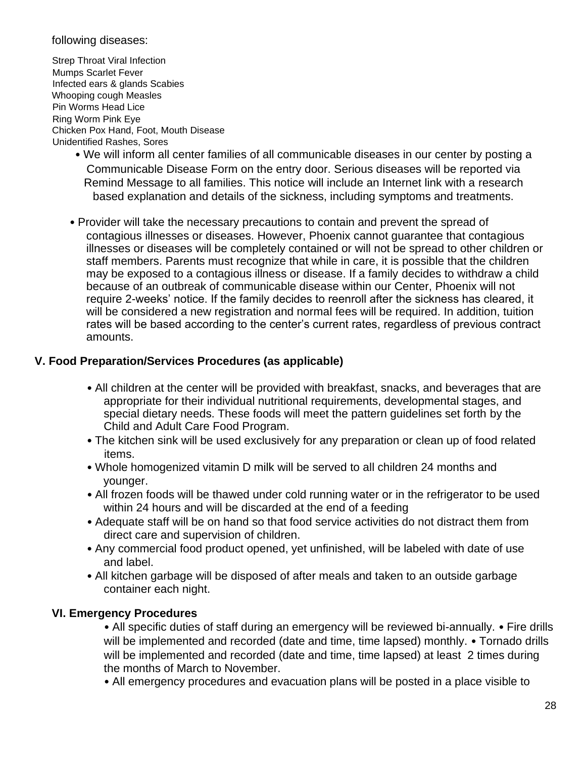following diseases:

Strep Throat Viral Infection
Mumps Scarlet Fever
Infected ears & glands Scabies
Whooping cough Measles
Pin Worms Head Lice
Ring Worm Pink Eye
Chicken Pox Hand, Foot, Mouth Disease
Unidentified Rashes, Sores

- We will inform all center families of all communicable diseases in our center by posting a Communicable Disease Form on the entry door. Serious diseases will be reported via Remind Message to all families. This notice will include an Internet link with a research based explanation and details of the sickness, including symptoms and treatments.

- Provider will take the necessary precautions to contain and prevent the spread of contagious illnesses or diseases. However, Phoenix cannot guarantee that contagious illnesses or diseases will be completely contained or will not be spread to other children or staff members. Parents must recognize that while in care, it is possible that the children may be exposed to a contagious illness or disease. If a family decides to withdraw a child because of an outbreak of communicable disease within our Center, Phoenix will not require 2-weeks' notice. If the family decides to reenroll after the sickness has cleared, it will be considered a new registration and normal fees will be required. In addition, tuition rates will be based according to the center's current rates, regardless of previous contract amounts.

## V. Food Preparation/Services Procedures (as applicable)

- All children at the center will be provided with breakfast, snacks, and beverages that are appropriate for their individual nutritional requirements, developmental stages, and special dietary needs. These foods will meet the pattern guidelines set forth by the Child and Adult Care Food Program.
- The kitchen sink will be used exclusively for any preparation or clean up of food related items.
- Whole homogenized vitamin D milk will be served to all children 24 months and younger.
- All frozen foods will be thawed under cold running water or in the refrigerator to be used within 24 hours and will be discarded at the end of a feeding
- Adequate staff will be on hand so that food service activities do not distract them from direct care and supervision of children.
- Any commercial food product opened, yet unfinished, will be labeled with date of use and label.
- All kitchen garbage will be disposed of after meals and taken to an outside garbage container each night.

## VI. Emergency Procedures

- All specific duties of staff during an emergency will be reviewed bi-annually. • Fire drills will be implemented and recorded (date and time, time lapsed) monthly. • Tornado drills will be implemented and recorded (date and time, time lapsed) at least 2 times during the months of March to November.
- All emergency procedures and evacuation plans will be posted in a place visible to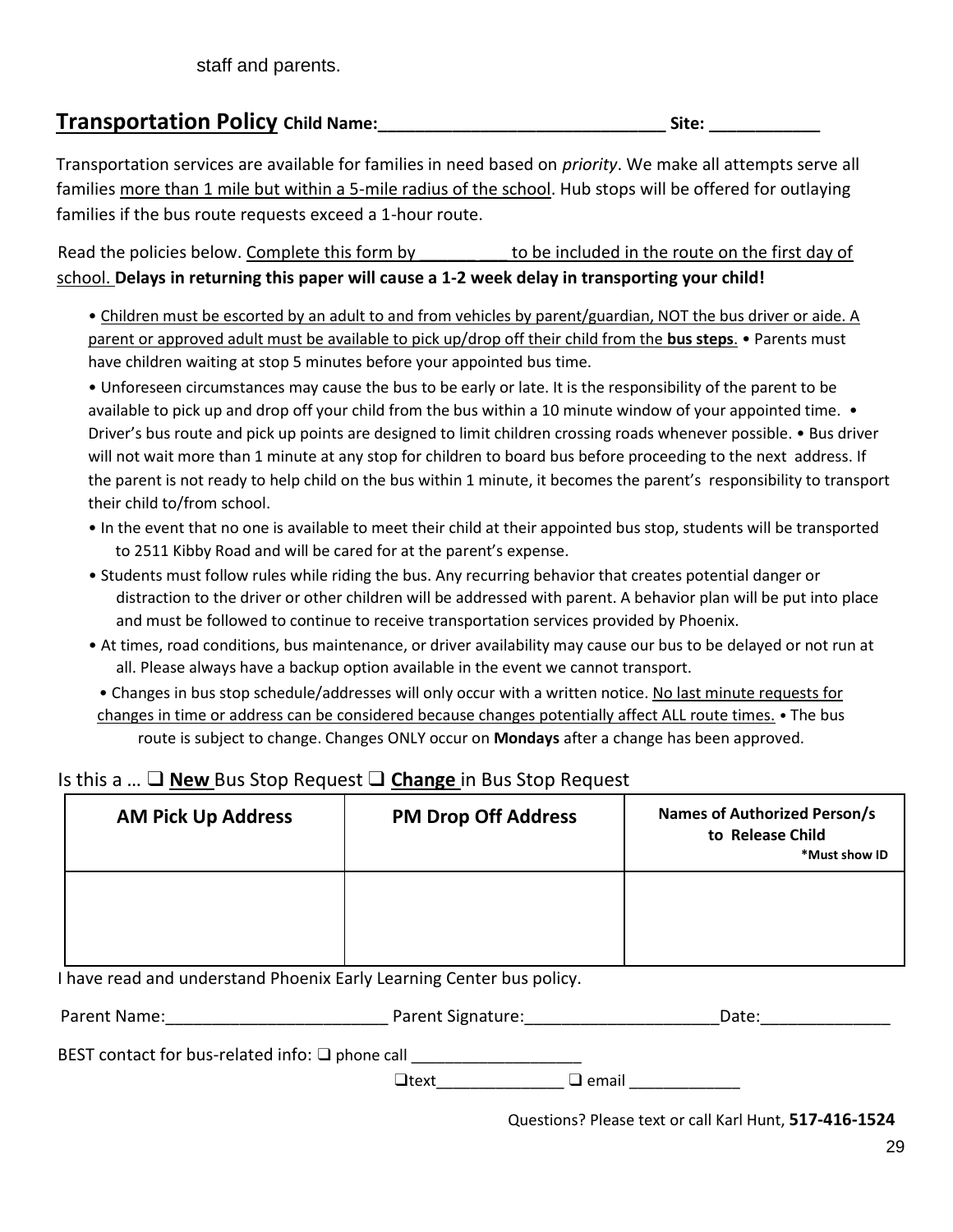staff and parents.

## Transportation Policy **Child Name:______________________________ Site: ____________**

Transportation services are available for families in need based on *priority*. We make all attempts serve all families more than 1 mile but within a 5-mile radius of the school. Hub stops will be offered for outlaying families if the bus route requests exceed a 1-hour route.

Read the policies below. Complete this form by __________ to be included in the route on the first day of school. **Delays in returning this paper will cause a 1-2 week delay in transporting your child!**

- Children must be escorted by an adult to and from vehicles by parent/guardian, NOT the bus driver or aide. A parent or approved adult must be available to pick up/drop off their child from the **bus steps**.
- Parents must have children waiting at stop 5 minutes before your appointed bus time.
- Unforeseen circumstances may cause the bus to be early or late. It is the responsibility of the parent to be available to pick up and drop off your child from the bus within a 10 minute window of your appointed time.
- Driver's bus route and pick up points are designed to limit children crossing roads whenever possible.
- Bus driver will not wait more than 1 minute at any stop for children to board bus before proceeding to the next address. If the parent is not ready to help child on the bus within 1 minute, it becomes the parent's responsibility to transport their child to/from school.
- In the event that no one is available to meet their child at their appointed bus stop, students will be transported to 2511 Kibby Road and will be cared for at the parent's expense.
- Students must follow rules while riding the bus. Any recurring behavior that creates potential danger or distraction to the driver or other children will be addressed with parent. A behavior plan will be put into place and must be followed to continue to receive transportation services provided by Phoenix.
- At times, road conditions, bus maintenance, or driver availability may cause our bus to be delayed or not run at all. Please always have a backup option available in the event we cannot transport.
- Changes in bus stop schedule/addresses will only occur with a written notice. No last minute requests for changes in time or address can be considered because changes potentially affect ALL route times.
- The bus route is subject to change. Changes ONLY occur on **Mondays** after a change has been approved.

Is this a … ❑ **New** Bus Stop Request ❑ **Change** in Bus Stop Request

| **AM Pick Up Address** | **PM Drop Off Address** | **Names of Authorized Person/s to Release Child** *Must show ID |
| --- | --- | --- |
| | | |

I have read and understand Phoenix Early Learning Center bus policy.

Parent Name:________________________ Parent Signature:____________________ Date:______________

BEST contact for bus-related info: ❑ phone call ___________________

❑text_______________ ❑ email _____________

Questions? Please text or call Karl Hunt, **517-416-1524**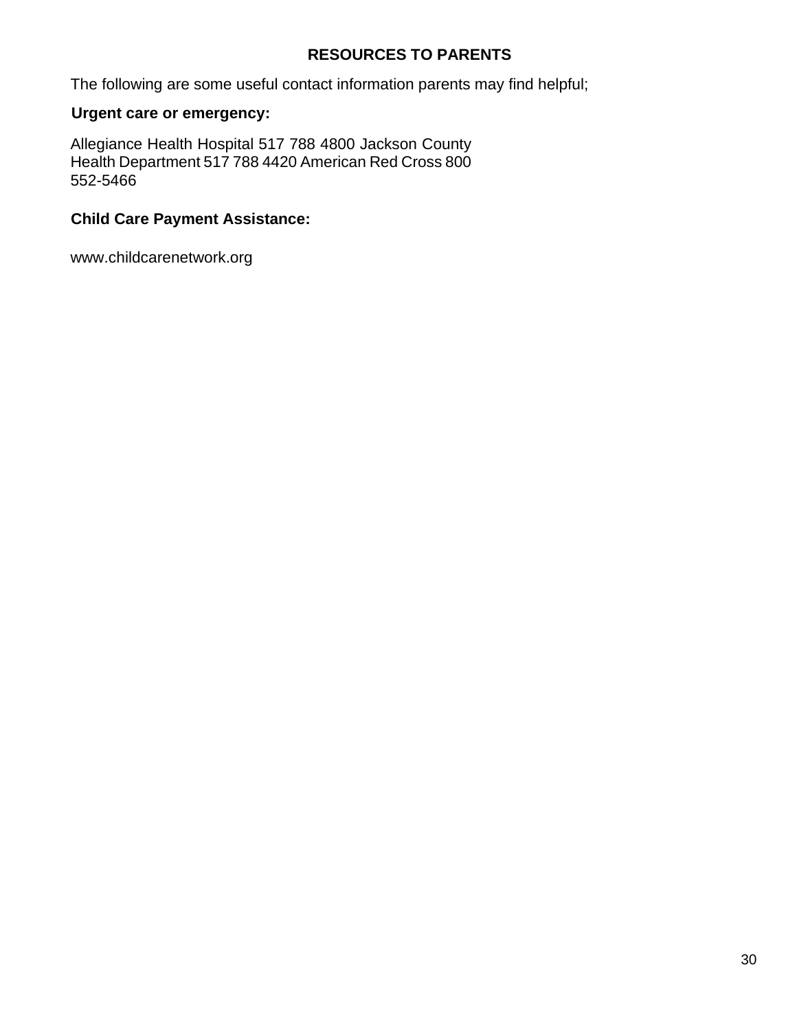# RESOURCES TO PARENTS

The following are some useful contact information parents may find helpful;

**Urgent care or emergency:**

Allegiance Health Hospital 517 788 4800 Jackson County Health Department 517 788 4420 American Red Cross 800 552-5466

**Child Care Payment Assistance:**

www.childcarenetwork.org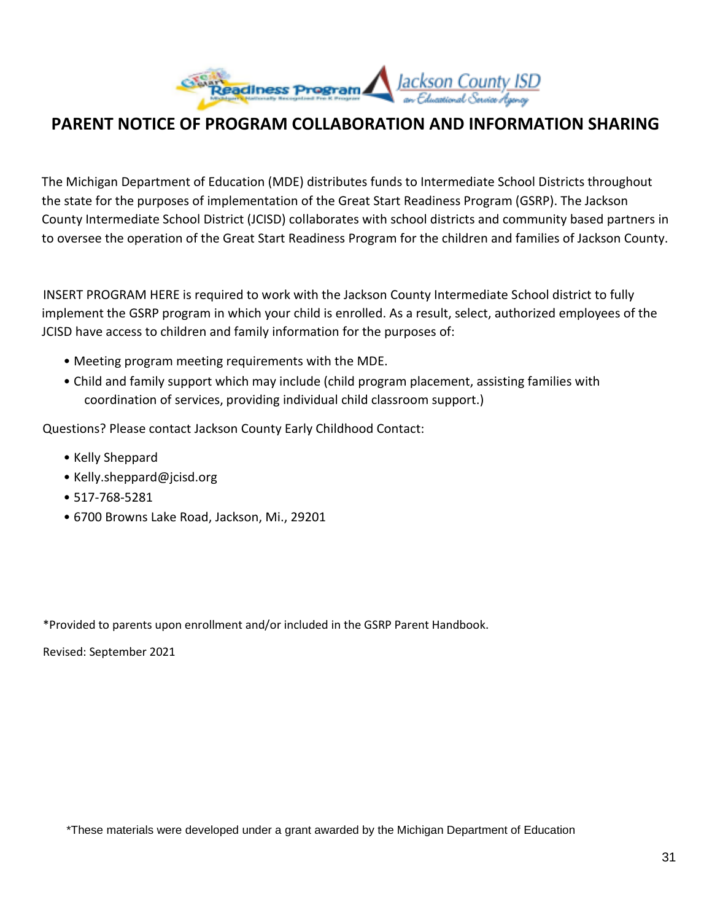# PARENT NOTICE OF PROGRAM COLLABORATION AND INFORMATION SHARING

The Michigan Department of Education (MDE) distributes funds to Intermediate School Districts throughout the state for the purposes of implementation of the Great Start Readiness Program (GSRP). The Jackson County Intermediate School District (JCISD) collaborates with school districts and community based partners in to oversee the operation of the Great Start Readiness Program for the children and families of Jackson County.

INSERT PROGRAM HERE is required to work with the Jackson County Intermediate School district to fully implement the GSRP program in which your child is enrolled. As a result, select, authorized employees of the JCISD have access to children and family information for the purposes of:

- Meeting program meeting requirements with the MDE.
- Child and family support which may include (child program placement, assisting families with coordination of services, providing individual child classroom support.)

Questions? Please contact Jackson County Early Childhood Contact:

- Kelly Sheppard
- Kelly.sheppard@jcisd.org
- 517-768-5281
- 6700 Browns Lake Road, Jackson, Mi., 29201

*Provided to parents upon enrollment and/or included in the GSRP Parent Handbook.

Revised: September 2021

*These materials were developed under a grant awarded by the Michigan Department of Education